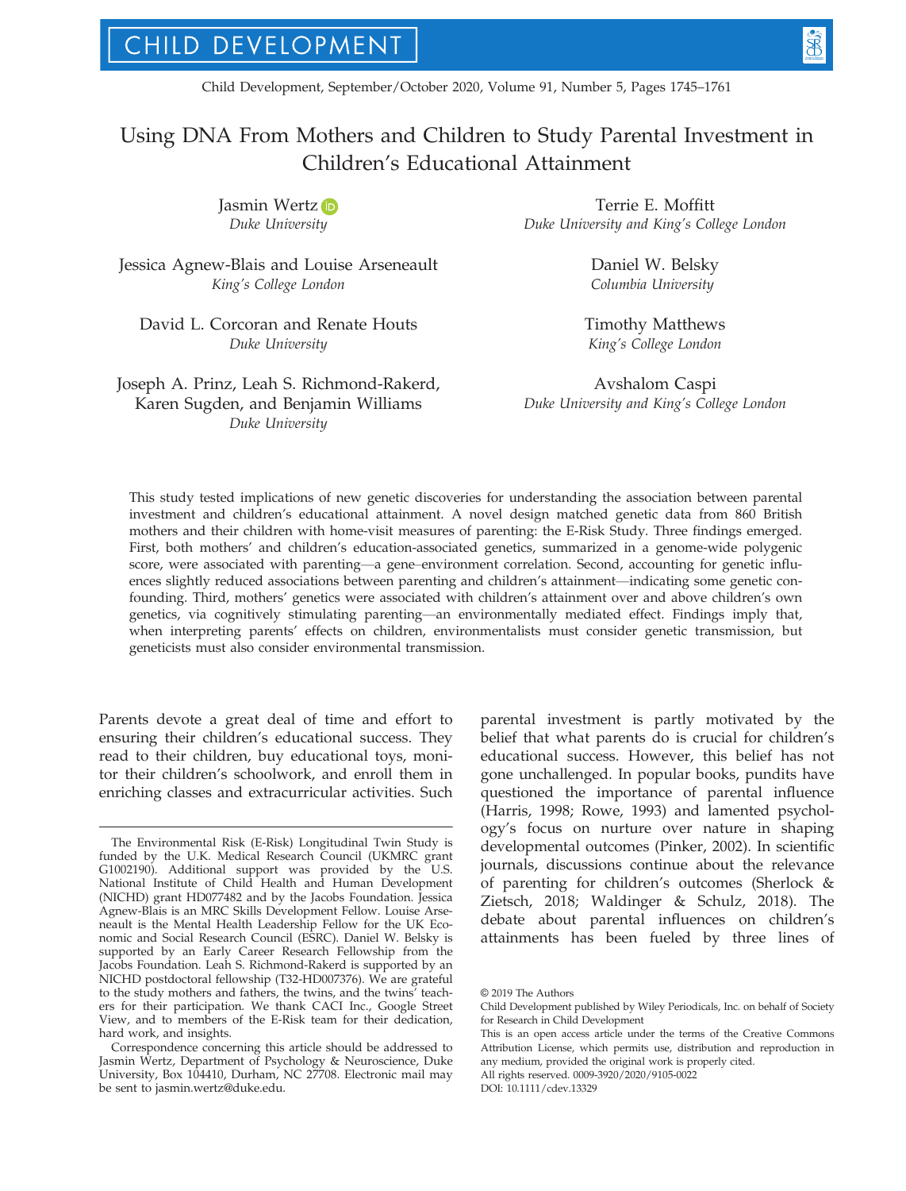# Using DNA From Mothers and Children to Study Parental Investment in Children's Educational Attainment

Jasmin Wertz
*Duke University*

Terrie E. Moffitt
*Duke University and King's College London*

Jessica Agnew-Blais and Louise Arseneault
*King's College London*

Daniel W. Belsky
*Columbia University*

David L. Corcoran and Renate Houts
*Duke University*

Timothy Matthews
*King's College London*

Joseph A. Prinz, Leah S. Richmond-Rakerd, Karen Sugden, and Benjamin Williams
*Duke University*

Avshalom Caspi
*Duke University and King's College London*

This study tested implications of new genetic discoveries for understanding the association between parental investment and children's educational attainment. A novel design matched genetic data from 860 British mothers and their children with home-visit measures of parenting: the E-Risk Study. Three findings emerged. First, both mothers' and children's education-associated genetics, summarized in a genome-wide polygenic score, were associated with parenting—a gene–environment correlation. Second, accounting for genetic influences slightly reduced associations between parenting and children's attainment—indicating some genetic confounding. Third, mothers' genetics were associated with children's attainment over and above children's own genetics, via cognitively stimulating parenting—an environmentally mediated effect. Findings imply that, when interpreting parents' effects on children, environmentalists must consider genetic transmission, but geneticists must also consider environmental transmission.

Parents devote a great deal of time and effort to ensuring their children's educational success. They read to their children, buy educational toys, monitor their children's schoolwork, and enroll them in enriching classes and extracurricular activities. Such parental investment is partly motivated by the belief that what parents do is crucial for children's educational success. However, this belief has not gone unchallenged. In popular books, pundits have questioned the importance of parental influence (Harris, 1998; Rowe, 1993) and lamented psychology's focus on nurture over nature in shaping developmental outcomes (Pinker, 2002). In scientific journals, discussions continue about the relevance of parenting for children's outcomes (Sherlock & Zietsch, 2018; Waldinger & Schulz, 2018). The debate about parental influences on children's attainments has been fueled by three lines of

---

The Environmental Risk (E-Risk) Longitudinal Twin Study is funded by the U.K. Medical Research Council (UKMRC grant G1002190). Additional support was provided by the U.S. National Institute of Child Health and Human Development (NICHD) grant HD077482 and by the Jacobs Foundation. Jessica Agnew-Blais is an MRC Skills Development Fellow. Louise Arseneault is the Mental Health Leadership Fellow for the UK Economic and Social Research Council (ESRC). Daniel W. Belsky is supported by an Early Career Research Fellowship from the Jacobs Foundation. Leah S. Richmond-Rakerd is supported by an NICHD postdoctoral fellowship (T32-HD007376). We are grateful to the study mothers and fathers, the twins, and the twins' teachers for their participation. We thank CACI Inc., Google Street View, and to members of the E-Risk team for their dedication, hard work, and insights.

Correspondence concerning this article should be addressed to Jasmin Wertz, Department of Psychology & Neuroscience, Duke University, Box 104410, Durham, NC 27708. Electronic mail may be sent to jasmin.wertz@duke.edu.

© 2019 The Authors
Child Development published by Wiley Periodicals, Inc. on behalf of Society for Research in Child Development
This is an open access article under the terms of the Creative Commons Attribution License, which permits use, distribution and reproduction in any medium, provided the original work is properly cited.
All rights reserved. 0009-3920/2020/9105-0022
DOI: 10.1111/cdev.13329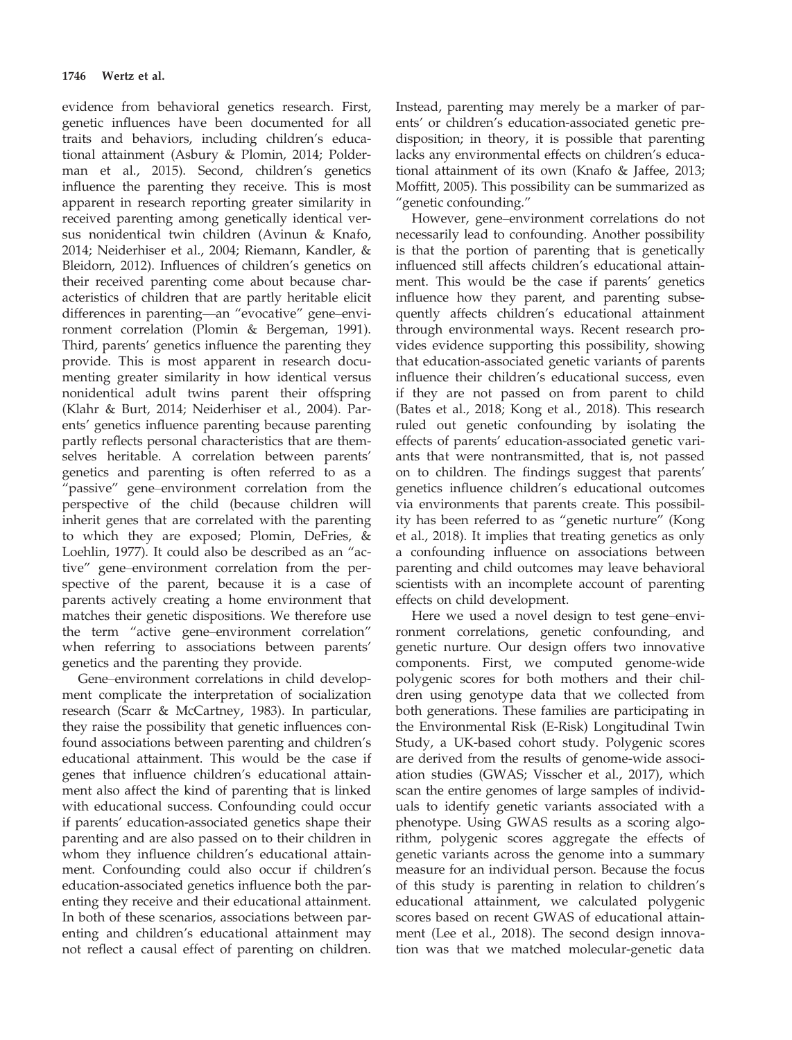evidence from behavioral genetics research. First, genetic influences have been documented for all traits and behaviors, including children's educational attainment (Asbury & Plomin, 2014; Polderman et al., 2015). Second, children's genetics influence the parenting they receive. This is most apparent in research reporting greater similarity in received parenting among genetically identical versus nonidentical twin children (Avinun & Knafo, 2014; Neiderhiser et al., 2004; Riemann, Kandler, & Bleidorn, 2012). Influences of children's genetics on their received parenting come about because characteristics of children that are partly heritable elicit differences in parenting—an "evocative" gene–environment correlation (Plomin & Bergeman, 1991). Third, parents' genetics influence the parenting they provide. This is most apparent in research documenting greater similarity in how identical versus nonidentical adult twins parent their offspring (Klahr & Burt, 2014; Neiderhiser et al., 2004). Parents' genetics influence parenting because parenting partly reflects personal characteristics that are themselves heritable. A correlation between parents' genetics and parenting is often referred to as a "passive" gene–environment correlation from the perspective of the child (because children will inherit genes that are correlated with the parenting to which they are exposed; Plomin, DeFries, & Loehlin, 1977). It could also be described as an "active" gene–environment correlation from the perspective of the parent, because it is a case of parents actively creating a home environment that matches their genetic dispositions. We therefore use the term "active gene–environment correlation" when referring to associations between parents' genetics and the parenting they provide.

Gene–environment correlations in child development complicate the interpretation of socialization research (Scarr & McCartney, 1983). In particular, they raise the possibility that genetic influences confound associations between parenting and children's educational attainment. This would be the case if genes that influence children's educational attainment also affect the kind of parenting that is linked with educational success. Confounding could occur if parents' education-associated genetics shape their parenting and are also passed on to their children in whom they influence children's educational attainment. Confounding could also occur if children's education-associated genetics influence both the parenting they receive and their educational attainment. In both of these scenarios, associations between parenting and children's educational attainment may not reflect a causal effect of parenting on children. Instead, parenting may merely be a marker of parents' or children's education-associated genetic predisposition; in theory, it is possible that parenting lacks any environmental effects on children's educational attainment of its own (Knafo & Jaffee, 2013; Moffitt, 2005). This possibility can be summarized as "genetic confounding."

However, gene–environment correlations do not necessarily lead to confounding. Another possibility is that the portion of parenting that is genetically influenced still affects children's educational attainment. This would be the case if parents' genetics influence how they parent, and parenting subsequently affects children's educational attainment through environmental ways. Recent research provides evidence supporting this possibility, showing that education-associated genetic variants of parents influence their children's educational success, even if they are not passed on from parent to child (Bates et al., 2018; Kong et al., 2018). This research ruled out genetic confounding by isolating the effects of parents' education-associated genetic variants that were nontransmitted, that is, not passed on to children. The findings suggest that parents' genetics influence children's educational outcomes via environments that parents create. This possibility has been referred to as "genetic nurture" (Kong et al., 2018). It implies that treating genetics as only a confounding influence on associations between parenting and child outcomes may leave behavioral scientists with an incomplete account of parenting effects on child development.

Here we used a novel design to test gene–environment correlations, genetic confounding, and genetic nurture. Our design offers two innovative components. First, we computed genome-wide polygenic scores for both mothers and their children using genotype data that we collected from both generations. These families are participating in the Environmental Risk (E-Risk) Longitudinal Twin Study, a UK-based cohort study. Polygenic scores are derived from the results of genome-wide association studies (GWAS; Visscher et al., 2017), which scan the entire genomes of large samples of individuals to identify genetic variants associated with a phenotype. Using GWAS results as a scoring algorithm, polygenic scores aggregate the effects of genetic variants across the genome into a summary measure for an individual person. Because the focus of this study is parenting in relation to children's educational attainment, we calculated polygenic scores based on recent GWAS of educational attainment (Lee et al., 2018). The second design innovation was that we matched molecular-genetic data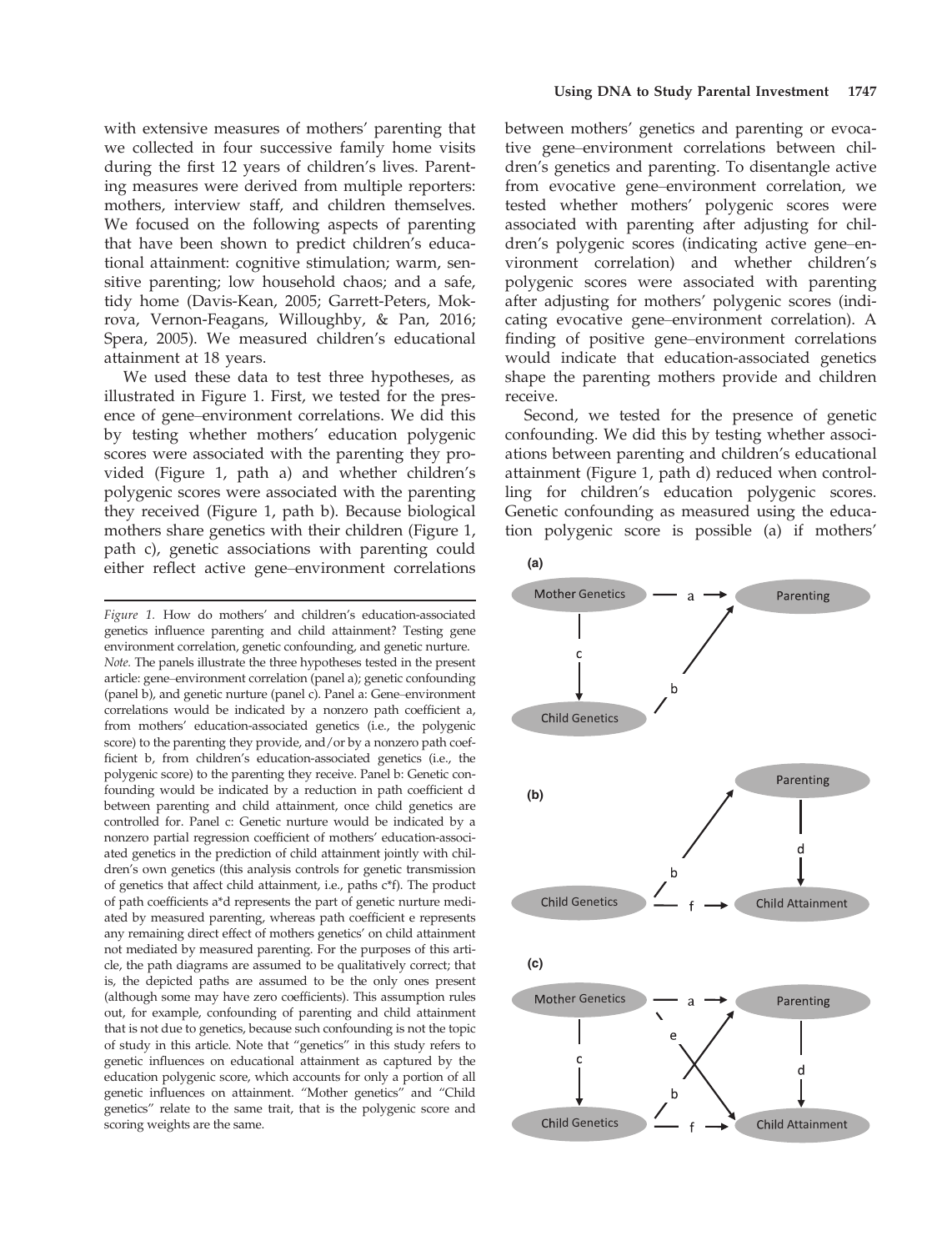with extensive measures of mothers' parenting that we collected in four successive family home visits during the first 12 years of children's lives. Parenting measures were derived from multiple reporters: mothers, interview staff, and children themselves. We focused on the following aspects of parenting that have been shown to predict children's educational attainment: cognitive stimulation; warm, sensitive parenting; low household chaos; and a safe, tidy home (Davis-Kean, 2005; Garrett-Peters, Mokrova, Vernon-Feagans, Willoughby, & Pan, 2016; Spera, 2005). We measured children's educational attainment at 18 years.

We used these data to test three hypotheses, as illustrated in Figure 1. First, we tested for the presence of gene–environment correlations. We did this by testing whether mothers' education polygenic scores were associated with the parenting they provided (Figure 1, path a) and whether children's polygenic scores were associated with the parenting they received (Figure 1, path b). Because biological mothers share genetics with their children (Figure 1, path c), genetic associations with parenting could either reflect active gene–environment correlations between mothers' genetics and parenting or evocative gene–environment correlations between children's genetics and parenting. To disentangle active from evocative gene–environment correlation, we tested whether mothers' polygenic scores were associated with parenting after adjusting for children's polygenic scores (indicating active gene–environment correlation) and whether children's polygenic scores were associated with parenting after adjusting for mothers' polygenic scores (indicating evocative gene–environment correlation). A finding of positive gene–environment correlations would indicate that education-associated genetics shape the parenting mothers provide and children receive.

Second, we tested for the presence of genetic confounding. We did this by testing whether associations between parenting and children's educational attainment (Figure 1, path d) reduced when controlling for children's education polygenic scores. Genetic confounding as measured using the education polygenic score is possible (a) if mothers'

*Figure 1.* How do mothers' and children's education-associated genetics influence parenting and child attainment? Testing gene environment correlation, genetic confounding, and genetic nurture.
*Note.* The panels illustrate the three hypotheses tested in the present article: gene–environment correlation (panel a); genetic confounding (panel b), and genetic nurture (panel c). Panel a: Gene–environment correlations would be indicated by a nonzero path coefficient a, from mothers' education-associated genetics (i.e., the polygenic score) to the parenting they provide, and/or by a nonzero path coefficient b, from children's education-associated genetics (i.e., the polygenic score) to the parenting they receive. Panel b: Genetic confounding would be indicated by a reduction in path coefficient d between parenting and child attainment, once child genetics are controlled for. Panel c: Genetic nurture would be indicated by a nonzero partial regression coefficient of mothers' education-associated genetics in the prediction of child attainment jointly with children's own genetics (this analysis controls for genetic transmission of genetics that affect child attainment, i.e., paths c*f). The product of path coefficients a*d represents the part of genetic nurture mediated by measured parenting, whereas path coefficient e represents any remaining direct effect of mothers genetics' on child attainment not mediated by measured parenting. For the purposes of this article, the path diagrams are assumed to be qualitatively correct; that is, the depicted paths are assumed to be the only ones present (although some may have zero coefficients). This assumption rules out, for example, confounding of parenting and child attainment that is not due to genetics, because such confounding is not the topic of study in this article. Note that "genetics" in this study refers to genetic influences on educational attainment as captured by the education polygenic score, which accounts for only a portion of all genetic influences on attainment. "Mother genetics" and "Child genetics" relate to the same trait, that is the polygenic score and scoring weights are the same.

(a)

Mother Genetics — a → Parenting
c (Mother Genetics → Child Genetics)
Child Genetics — b → Parenting

(b)

Child Genetics — b → Parenting
Parenting — d → Child Attainment
Child Genetics — f → Child Attainment

(c)

Mother Genetics — a → Parenting
Mother Genetics — e → Child Attainment
c (Mother Genetics → Child Genetics)
Child Genetics — b → Parenting
Parenting — d → Child Attainment
Child Genetics — f → Child Attainment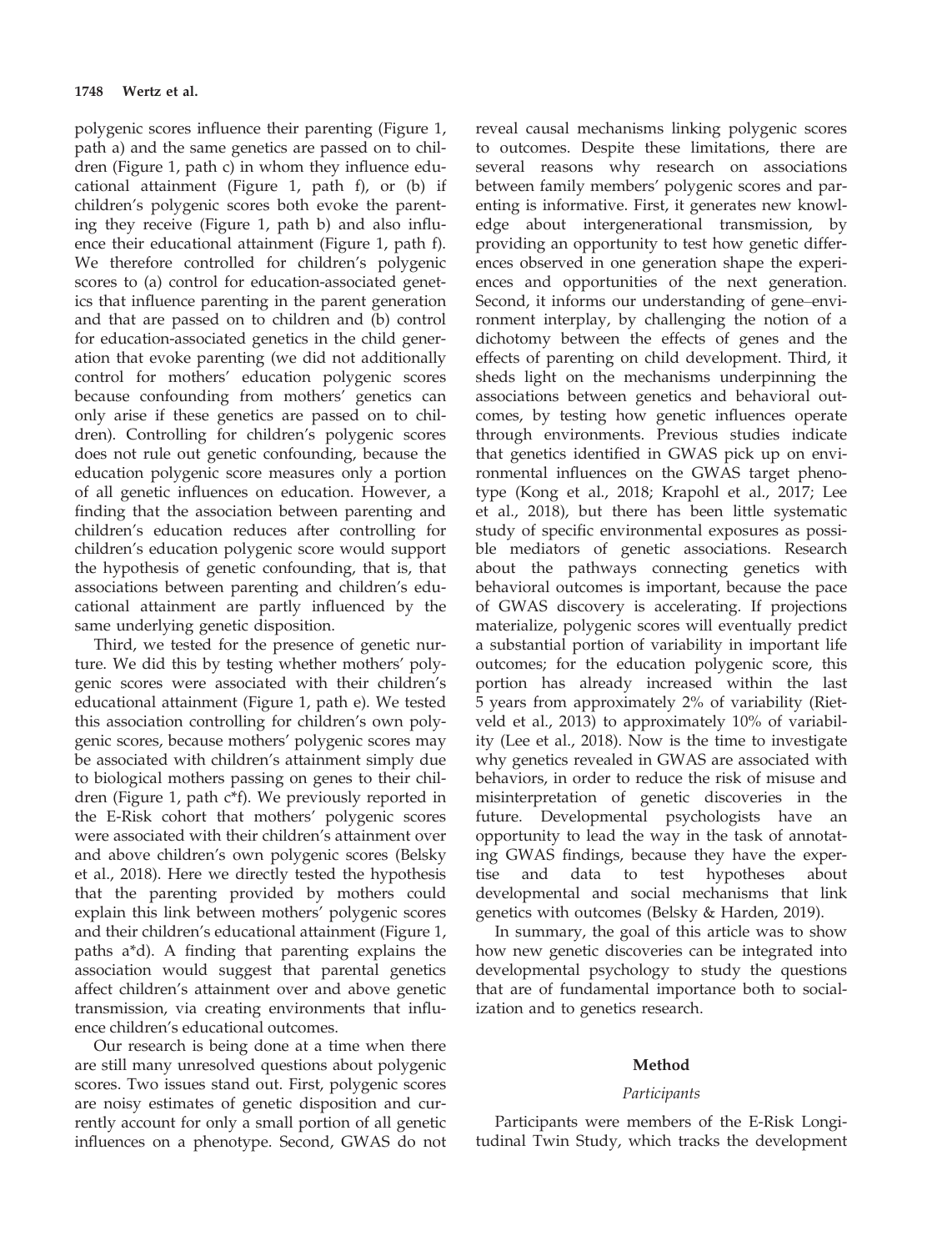polygenic scores influence their parenting (Figure 1, path a) and the same genetics are passed on to children (Figure 1, path c) in whom they influence educational attainment (Figure 1, path f), or (b) if children's polygenic scores both evoke the parenting they receive (Figure 1, path b) and also influence their educational attainment (Figure 1, path f). We therefore controlled for children's polygenic scores to (a) control for education-associated genetics that influence parenting in the parent generation and that are passed on to children and (b) control for education-associated genetics in the child generation that evoke parenting (we did not additionally control for mothers' education polygenic scores because confounding from mothers' genetics can only arise if these genetics are passed on to children). Controlling for children's polygenic scores does not rule out genetic confounding, because the education polygenic score measures only a portion of all genetic influences on education. However, a finding that the association between parenting and children's education reduces after controlling for children's education polygenic score would support the hypothesis of genetic confounding, that is, that associations between parenting and children's educational attainment are partly influenced by the same underlying genetic disposition.

Third, we tested for the presence of genetic nurture. We did this by testing whether mothers' polygenic scores were associated with their children's educational attainment (Figure 1, path e). We tested this association controlling for children's own polygenic scores, because mothers' polygenic scores may be associated with children's attainment simply due to biological mothers passing on genes to their children (Figure 1, path c*f). We previously reported in the E-Risk cohort that mothers' polygenic scores were associated with their children's attainment over and above children's own polygenic scores (Belsky et al., 2018). Here we directly tested the hypothesis that the parenting provided by mothers could explain this link between mothers' polygenic scores and their children's educational attainment (Figure 1, paths a*d). A finding that parenting explains the association would suggest that parental genetics affect children's attainment over and above genetic transmission, via creating environments that influence children's educational outcomes.

Our research is being done at a time when there are still many unresolved questions about polygenic scores. Two issues stand out. First, polygenic scores are noisy estimates of genetic disposition and currently account for only a small portion of all genetic influences on a phenotype. Second, GWAS do not reveal causal mechanisms linking polygenic scores to outcomes. Despite these limitations, there are several reasons why research on associations between family members' polygenic scores and parenting is informative. First, it generates new knowledge about intergenerational transmission, by providing an opportunity to test how genetic differences observed in one generation shape the experiences and opportunities of the next generation. Second, it informs our understanding of gene–environment interplay, by challenging the notion of a dichotomy between the effects of genes and the effects of parenting on child development. Third, it sheds light on the mechanisms underpinning the associations between genetics and behavioral outcomes, by testing how genetic influences operate through environments. Previous studies indicate that genetics identified in GWAS pick up on environmental influences on the GWAS target phenotype (Kong et al., 2018; Krapohl et al., 2017; Lee et al., 2018), but there has been little systematic study of specific environmental exposures as possible mediators of genetic associations. Research about the pathways connecting genetics with behavioral outcomes is important, because the pace of GWAS discovery is accelerating. If projections materialize, polygenic scores will eventually predict a substantial portion of variability in important life outcomes; for the education polygenic score, this portion has already increased within the last 5 years from approximately 2% of variability (Rietveld et al., 2013) to approximately 10% of variability (Lee et al., 2018). Now is the time to investigate why genetics revealed in GWAS are associated with behaviors, in order to reduce the risk of misuse and misinterpretation of genetic discoveries in the future. Developmental psychologists have an opportunity to lead the way in the task of annotating GWAS findings, because they have the expertise and data to test hypotheses about developmental and social mechanisms that link genetics with outcomes (Belsky & Harden, 2019).

In summary, the goal of this article was to show how new genetic discoveries can be integrated into developmental psychology to study the questions that are of fundamental importance both to socialization and to genetics research.

## Method

### *Participants*

Participants were members of the E-Risk Longitudinal Twin Study, which tracks the development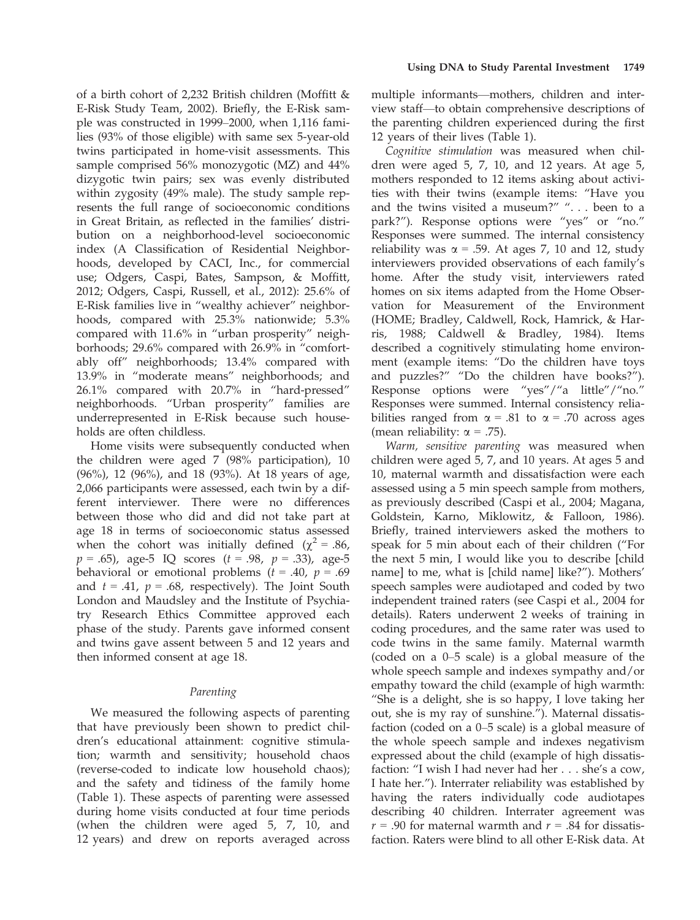of a birth cohort of 2,232 British children (Moffitt & E-Risk Study Team, 2002). Briefly, the E-Risk sample was constructed in 1999–2000, when 1,116 families (93% of those eligible) with same sex 5-year-old twins participated in home-visit assessments. This sample comprised 56% monozygotic (MZ) and 44% dizygotic twin pairs; sex was evenly distributed within zygosity (49% male). The study sample represents the full range of socioeconomic conditions in Great Britain, as reflected in the families' distribution on a neighborhood-level socioeconomic index (A Classification of Residential Neighborhoods, developed by CACI, Inc., for commercial use; Odgers, Caspi, Bates, Sampson, & Moffitt, 2012; Odgers, Caspi, Russell, et al., 2012): 25.6% of E-Risk families live in "wealthy achiever" neighborhoods, compared with 25.3% nationwide; 5.3% compared with 11.6% in "urban prosperity" neighborhoods; 29.6% compared with 26.9% in "comfortably off" neighborhoods; 13.4% compared with 13.9% in "moderate means" neighborhoods; and 26.1% compared with 20.7% in "hard-pressed" neighborhoods. "Urban prosperity" families are underrepresented in E-Risk because such households are often childless.

Home visits were subsequently conducted when the children were aged 7 (98% participation), 10 (96%), 12 (96%), and 18 (93%). At 18 years of age, 2,066 participants were assessed, each twin by a different interviewer. There were no differences between those who did and did not take part at age 18 in terms of socioeconomic status assessed when the cohort was initially defined ($\chi^2 = .86$, $p = .65$), age-5 IQ scores ($t = .98$, $p = .33$), age-5 behavioral or emotional problems ($t = .40$, $p = .69$ and $t = .41$, $p = .68$, respectively). The Joint South London and Maudsley and the Institute of Psychiatry Research Ethics Committee approved each phase of the study. Parents gave informed consent and twins gave assent between 5 and 12 years and then informed consent at age 18.

### *Parenting*

We measured the following aspects of parenting that have previously been shown to predict children's educational attainment: cognitive stimulation; warmth and sensitivity; household chaos (reverse-coded to indicate low household chaos); and the safety and tidiness of the family home (Table 1). These aspects of parenting were assessed during home visits conducted at four time periods (when the children were aged 5, 7, 10, and 12 years) and drew on reports averaged across multiple informants—mothers, children and interview staff—to obtain comprehensive descriptions of the parenting children experienced during the first 12 years of their lives (Table 1).

*Cognitive stimulation* was measured when children were aged 5, 7, 10, and 12 years. At age 5, mothers responded to 12 items asking about activities with their twins (example items: "Have you and the twins visited a museum?" ". . . been to a park?"). Response options were "yes" or "no." Responses were summed. The internal consistency reliability was $\alpha = .59$. At ages 7, 10 and 12, study interviewers provided observations of each family's home. After the study visit, interviewers rated homes on six items adapted from the Home Observation for Measurement of the Environment (HOME; Bradley, Caldwell, Rock, Hamrick, & Harris, 1988; Caldwell & Bradley, 1984). Items described a cognitively stimulating home environment (example items: "Do the children have toys and puzzles?" "Do the children have books?"). Response options were "yes"/"a little"/"no." Responses were summed. Internal consistency reliabilities ranged from $\alpha = .81$ to $\alpha = .70$ across ages (mean reliability: $\alpha = .75$).

*Warm, sensitive parenting* was measured when children were aged 5, 7, and 10 years. At ages 5 and 10, maternal warmth and dissatisfaction were each assessed using a 5 min speech sample from mothers, as previously described (Caspi et al., 2004; Magana, Goldstein, Karno, Miklowitz, & Falloon, 1986). Briefly, trained interviewers asked the mothers to speak for 5 min about each of their children ("For the next 5 min, I would like you to describe [child name] to me, what is [child name] like?"). Mothers' speech samples were audiotaped and coded by two independent trained raters (see Caspi et al., 2004 for details). Raters underwent 2 weeks of training in coding procedures, and the same rater was used to code twins in the same family. Maternal warmth (coded on a 0–5 scale) is a global measure of the whole speech sample and indexes sympathy and/or empathy toward the child (example of high warmth: "She is a delight, she is so happy, I love taking her out, she is my ray of sunshine."). Maternal dissatisfaction (coded on a 0–5 scale) is a global measure of the whole speech sample and indexes negativism expressed about the child (example of high dissatisfaction: "I wish I had never had her . . . she's a cow, I hate her."). Interrater reliability was established by having the raters individually code audiotapes describing 40 children. Interrater agreement was $r = .90$ for maternal warmth and $r = .84$ for dissatisfaction. Raters were blind to all other E-Risk data. At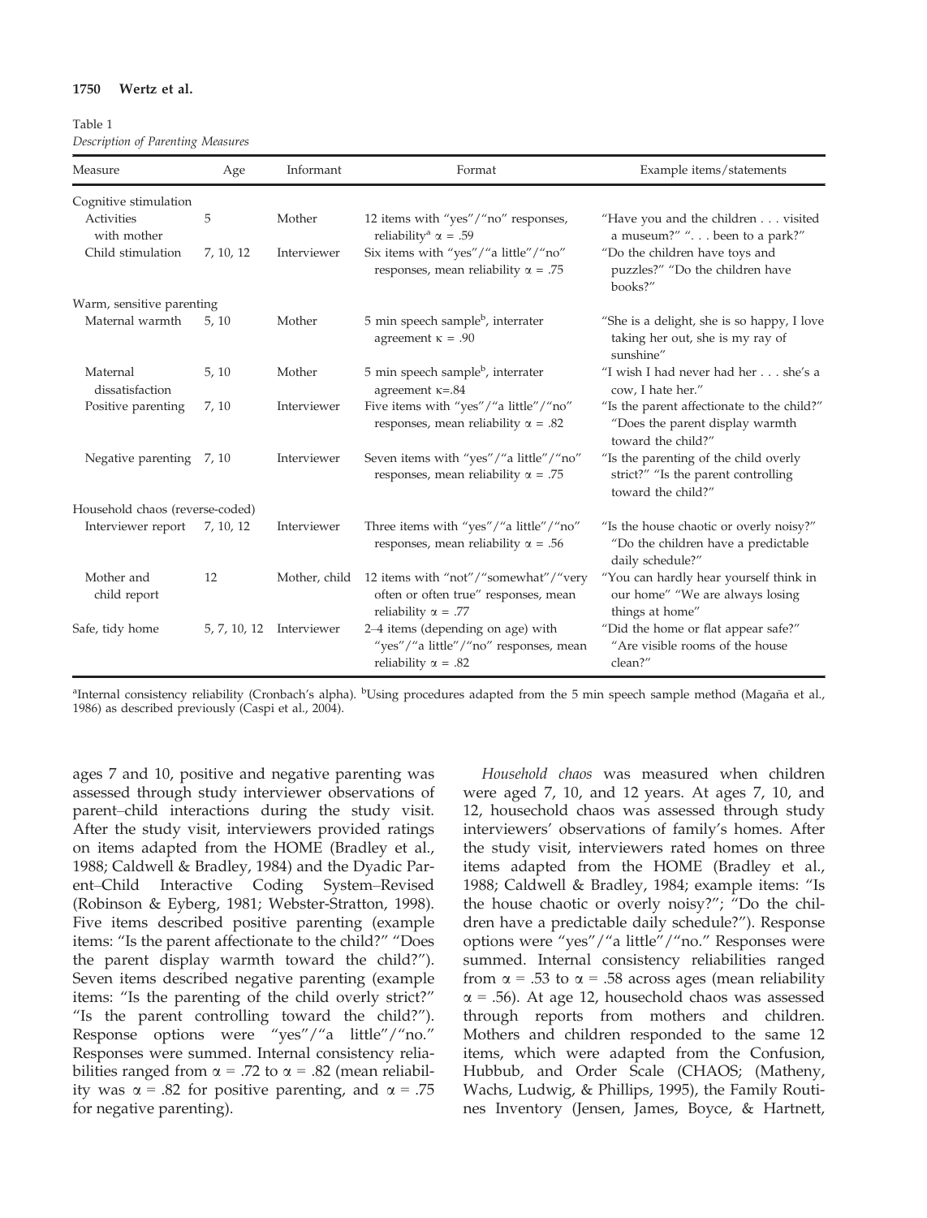Table 1
*Description of Parenting Measures*

| Measure | Age | Informant | Format | Example items/statements |
|---|---|---|---|---|
| Cognitive stimulation | | | | |
| Activities with mother | 5 | Mother | 12 items with "yes"/"no" responses, reliability[a] $\alpha$ = .59 | "Have you and the children . . . visited a museum?" ". . . been to a park?" |
| Child stimulation | 7, 10, 12 | Interviewer | Six items with "yes"/"a little"/"no" responses, mean reliability $\alpha$ = .75 | "Do the children have toys and puzzles?" "Do the children have books?" |
| Warm, sensitive parenting | | | | |
| Maternal warmth | 5, 10 | Mother | 5 min speech sample[b], interrater agreement $\kappa$ = .90 | "She is a delight, she is so happy, I love taking her out, she is my ray of sunshine" |
| Maternal dissatisfaction | 5, 10 | Mother | 5 min speech sample[b], interrater agreement $\kappa$=.84 | "I wish I had never had her . . . she's a cow, I hate her." |
| Positive parenting | 7, 10 | Interviewer | Five items with "yes"/"a little"/"no" responses, mean reliability $\alpha$ = .82 | "Is the parent affectionate to the child?" "Does the parent display warmth toward the child?" |
| Negative parenting | 7, 10 | Interviewer | Seven items with "yes"/"a little"/"no" responses, mean reliability $\alpha$ = .75 | "Is the parenting of the child overly strict?" "Is the parent controlling toward the child?" |
| Household chaos (reverse-coded) | | | | |
| Interviewer report | 7, 10, 12 | Interviewer | Three items with "yes"/"a little"/"no" responses, mean reliability $\alpha$ = .56 | "Is the house chaotic or overly noisy?" "Do the children have a predictable daily schedule?" |
| Mother and child report | 12 | Mother, child | 12 items with "not"/"somewhat"/"very often or often true" responses, mean reliability $\alpha$ = .77 | "You can hardly hear yourself think in our home" "We are always losing things at home" |
| Safe, tidy home | 5, 7, 10, 12 | Interviewer | 2–4 items (depending on age) with "yes"/"a little"/"no" responses, mean reliability $\alpha$ = .82 | "Did the home or flat appear safe?" "Are visible rooms of the house clean?" |

[a]Internal consistency reliability (Cronbach's alpha). [b]Using procedures adapted from the 5 min speech sample method (Magaña et al., 1986) as described previously (Caspi et al., 2004).

ages 7 and 10, positive and negative parenting was assessed through study interviewer observations of parent–child interactions during the study visit. After the study visit, interviewers provided ratings on items adapted from the HOME (Bradley et al., 1988; Caldwell & Bradley, 1984) and the Dyadic Parent–Child Interactive Coding System–Revised (Robinson & Eyberg, 1981; Webster-Stratton, 1998). Five items described positive parenting (example items: "Is the parent affectionate to the child?" "Does the parent display warmth toward the child?"). Seven items described negative parenting (example items: "Is the parenting of the child overly strict?" "Is the parent controlling toward the child?"). Response options were "yes"/"a little"/"no." Responses were summed. Internal consistency reliabilities ranged from $\alpha$ = .72 to $\alpha$ = .82 (mean reliability was $\alpha$ = .82 for positive parenting, and $\alpha$ = .75 for negative parenting).

*Household chaos* was measured when children were aged 7, 10, and 12 years. At ages 7, 10, and 12, household chaos was assessed through study interviewers' observations of family's homes. After the study visit, interviewers rated homes on three items adapted from the HOME (Bradley et al., 1988; Caldwell & Bradley, 1984; example items: "Is the house chaotic or overly noisy?"; "Do the children have a predictable daily schedule?"). Response options were "yes"/"a little"/"no." Responses were summed. Internal consistency reliabilities ranged from $\alpha$ = .53 to $\alpha$ = .58 across ages (mean reliability $\alpha$ = .56). At age 12, household chaos was assessed through reports from mothers and children. Mothers and children responded to the same 12 items, which were adapted from the Confusion, Hubbub, and Order Scale (CHAOS; (Matheny, Wachs, Ludwig, & Phillips, 1995), the Family Routines Inventory (Jensen, James, Boyce, & Hartnett,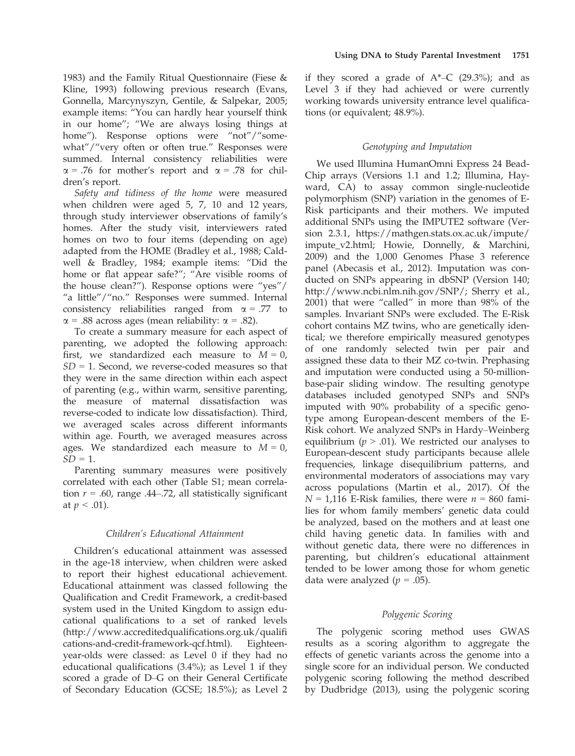1983) and the Family Ritual Questionnaire (Fiese & Kline, 1993) following previous research (Evans, Gonnella, Marcynyszyn, Gentile, & Salpekar, 2005; example items: "You can hardly hear yourself think in our home"; "We are always losing things at home"). Response options were "not"/"somewhat"/"very often or often true." Responses were summed. Internal consistency reliabilities were $\alpha = .76$ for mother's report and $\alpha = .78$ for children's report.

*Safety and tidiness of the home* were measured when children were aged 5, 7, 10 and 12 years, through study interviewer observations of family's homes. After the study visit, interviewers rated homes on two to four items (depending on age) adapted from the HOME (Bradley et al., 1988; Caldwell & Bradley, 1984; example items: "Did the home or flat appear safe?"; "Are visible rooms of the house clean?"). Response options were "yes"/"a little"/"no." Responses were summed. Internal consistency reliabilities ranged from $\alpha = .77$ to $\alpha = .88$ across ages (mean reliability: $\alpha = .82$).

To create a summary measure for each aspect of parenting, we adopted the following approach: first, we standardized each measure to $M = 0$, $SD = 1$. Second, we reverse-coded measures so that they were in the same direction within each aspect of parenting (e.g., within warm, sensitive parenting, the measure of maternal dissatisfaction was reverse-coded to indicate low dissatisfaction). Third, we averaged scales across different informants within age. Fourth, we averaged measures across ages. We standardized each measure to $M = 0$, $SD = 1$.

Parenting summary measures were positively correlated with each other (Table S1; mean correlation $r = .60$, range .44–.72, all statistically significant at $p < .01$).

### Children's Educational Attainment

Children's educational attainment was assessed in the age-18 interview, when children were asked to report their highest educational achievement. Educational attainment was classed following the Qualification and Credit Framework, a credit-based system used in the United Kingdom to assign educational qualifications to a set of ranked levels (http://www.accreditedqualifications.org.uk/qualifications-and-credit-framework-qcf.html). Eighteen-year-olds were classed: as Level 0 if they had no educational qualifications (3.4%); as Level 1 if they scored a grade of D–G on their General Certificate of Secondary Education (GCSE; 18.5%); as Level 2 if they scored a grade of A*–C (29.3%); and as Level 3 if they had achieved or were currently working towards university entrance level qualifications (or equivalent; 48.9%).

### Genotyping and Imputation

We used Illumina HumanOmni Express 24 BeadChip arrays (Versions 1.1 and 1.2; Illumina, Hayward, CA) to assay common single-nucleotide polymorphism (SNP) variation in the genomes of E-Risk participants and their mothers. We imputed additional SNPs using the IMPUTE2 software (Version 2.3.1, https://mathgen.stats.ox.ac.uk/impute/impute_v2.html; Howie, Donnelly, & Marchini, 2009) and the 1,000 Genomes Phase 3 reference panel (Abecasis et al., 2012). Imputation was conducted on SNPs appearing in dbSNP (Version 140; http://www.ncbi.nlm.nih.gov/SNP/; Sherry et al., 2001) that were "called" in more than 98% of the samples. Invariant SNPs were excluded. The E-Risk cohort contains MZ twins, who are genetically identical; we therefore empirically measured genotypes of one randomly selected twin per pair and assigned these data to their MZ co-twin. Prephasing and imputation were conducted using a 50-million-base-pair sliding window. The resulting genotype databases included genotyped SNPs and SNPs imputed with 90% probability of a specific genotype among European-descent members of the E-Risk cohort. We analyzed SNPs in Hardy–Weinberg equilibrium ($p > .01$). We restricted our analyses to European-descent study participants because allele frequencies, linkage disequilibrium patterns, and environmental moderators of associations may vary across populations (Martin et al., 2017). Of the $N = 1,116$ E-Risk families, there were $n = 860$ families for whom family members' genetic data could be analyzed, based on the mothers and at least one child having genetic data. In families with and without genetic data, there were no differences in parenting, but children's educational attainment tended to be lower among those for whom genetic data were analyzed ($p = .05$).

### Polygenic Scoring

The polygenic scoring method uses GWAS results as a scoring algorithm to aggregate the effects of genetic variants across the genome into a single score for an individual person. We conducted polygenic scoring following the method described by Dudbridge (2013), using the polygenic scoring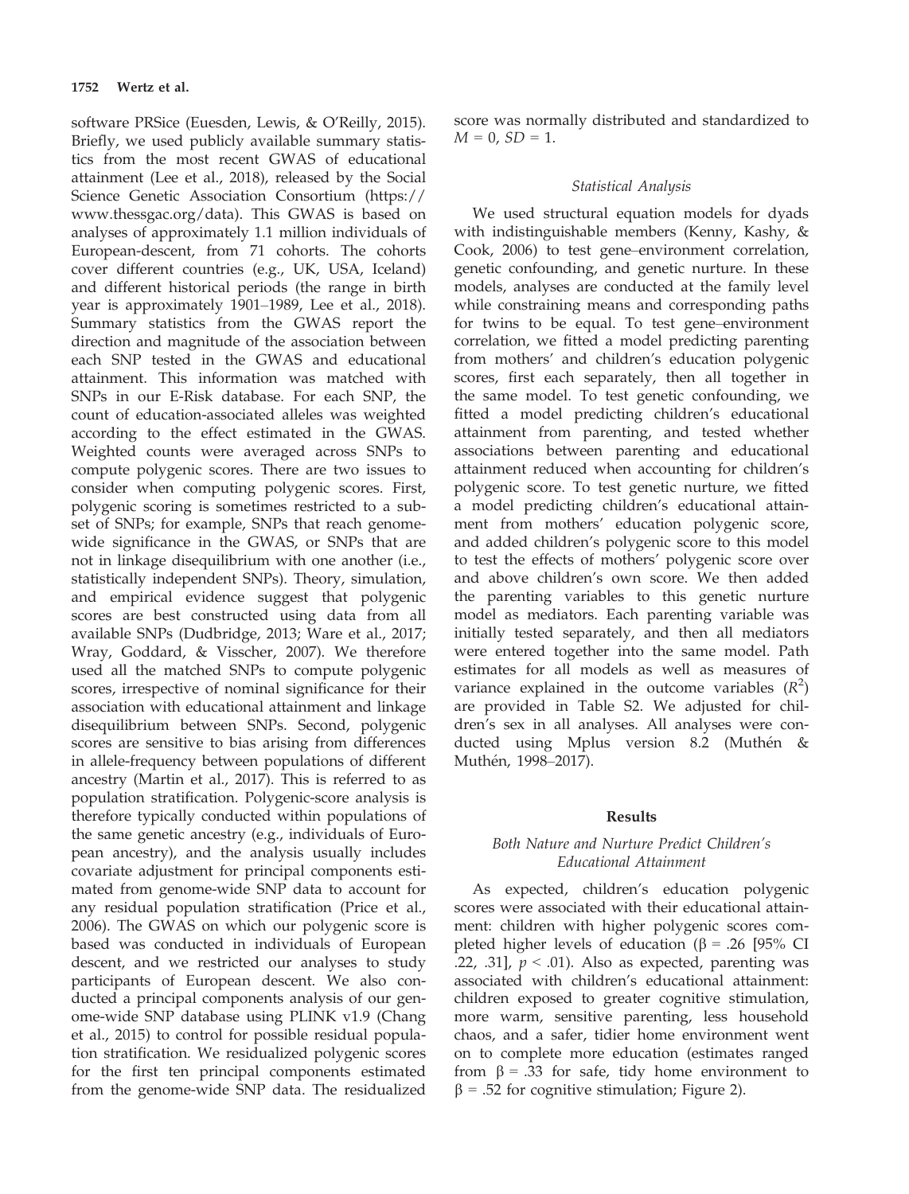software PRSice (Euesden, Lewis, & O'Reilly, 2015). Briefly, we used publicly available summary statistics from the most recent GWAS of educational attainment (Lee et al., 2018), released by the Social Science Genetic Association Consortium (https://www.thessgac.org/data). This GWAS is based on analyses of approximately 1.1 million individuals of European-descent, from 71 cohorts. The cohorts cover different countries (e.g., UK, USA, Iceland) and different historical periods (the range in birth year is approximately 1901–1989, Lee et al., 2018). Summary statistics from the GWAS report the direction and magnitude of the association between each SNP tested in the GWAS and educational attainment. This information was matched with SNPs in our E-Risk database. For each SNP, the count of education-associated alleles was weighted according to the effect estimated in the GWAS. Weighted counts were averaged across SNPs to compute polygenic scores. There are two issues to consider when computing polygenic scores. First, polygenic scoring is sometimes restricted to a subset of SNPs; for example, SNPs that reach genome-wide significance in the GWAS, or SNPs that are not in linkage disequilibrium with one another (i.e., statistically independent SNPs). Theory, simulation, and empirical evidence suggest that polygenic scores are best constructed using data from all available SNPs (Dudbridge, 2013; Ware et al., 2017; Wray, Goddard, & Visscher, 2007). We therefore used all the matched SNPs to compute polygenic scores, irrespective of nominal significance for their association with educational attainment and linkage disequilibrium between SNPs. Second, polygenic scores are sensitive to bias arising from differences in allele-frequency between populations of different ancestry (Martin et al., 2017). This is referred to as population stratification. Polygenic-score analysis is therefore typically conducted within populations of the same genetic ancestry (e.g., individuals of European ancestry), and the analysis usually includes covariate adjustment for principal components estimated from genome-wide SNP data to account for any residual population stratification (Price et al., 2006). The GWAS on which our polygenic score is based was conducted in individuals of European descent, and we restricted our analyses to study participants of European descent. We also conducted a principal components analysis of our genome-wide SNP database using PLINK v1.9 (Chang et al., 2015) to control for possible residual population stratification. We residualized polygenic scores for the first ten principal components estimated from the genome-wide SNP data. The residualized score was normally distributed and standardized to $M = 0$, $SD = 1$.

### *Statistical Analysis*

We used structural equation models for dyads with indistinguishable members (Kenny, Kashy, & Cook, 2006) to test gene–environment correlation, genetic confounding, and genetic nurture. In these models, analyses are conducted at the family level while constraining means and corresponding paths for twins to be equal. To test gene–environment correlation, we fitted a model predicting parenting from mothers' and children's education polygenic scores, first each separately, then all together in the same model. To test genetic confounding, we fitted a model predicting children's educational attainment from parenting, and tested whether associations between parenting and educational attainment reduced when accounting for children's polygenic score. To test genetic nurture, we fitted a model predicting children's educational attainment from mothers' education polygenic score, and added children's polygenic score to this model to test the effects of mothers' polygenic score over and above children's own score. We then added the parenting variables to this genetic nurture model as mediators. Each parenting variable was initially tested separately, and then all mediators were entered together into the same model. Path estimates for all models as well as measures of variance explained in the outcome variables ($R^2$) are provided in Table S2. We adjusted for children's sex in all analyses. All analyses were conducted using Mplus version 8.2 (Muthén & Muthén, 1998–2017).

## Results

### *Both Nature and Nurture Predict Children's Educational Attainment*

As expected, children's education polygenic scores were associated with their educational attainment: children with higher polygenic scores completed higher levels of education ($\beta = .26$ [95% CI .22, .31], $p < .01$). Also as expected, parenting was associated with children's educational attainment: children exposed to greater cognitive stimulation, more warm, sensitive parenting, less household chaos, and a safer, tidier home environment went on to complete more education (estimates ranged from $\beta = .33$ for safe, tidy home environment to $\beta = .52$ for cognitive stimulation; Figure 2).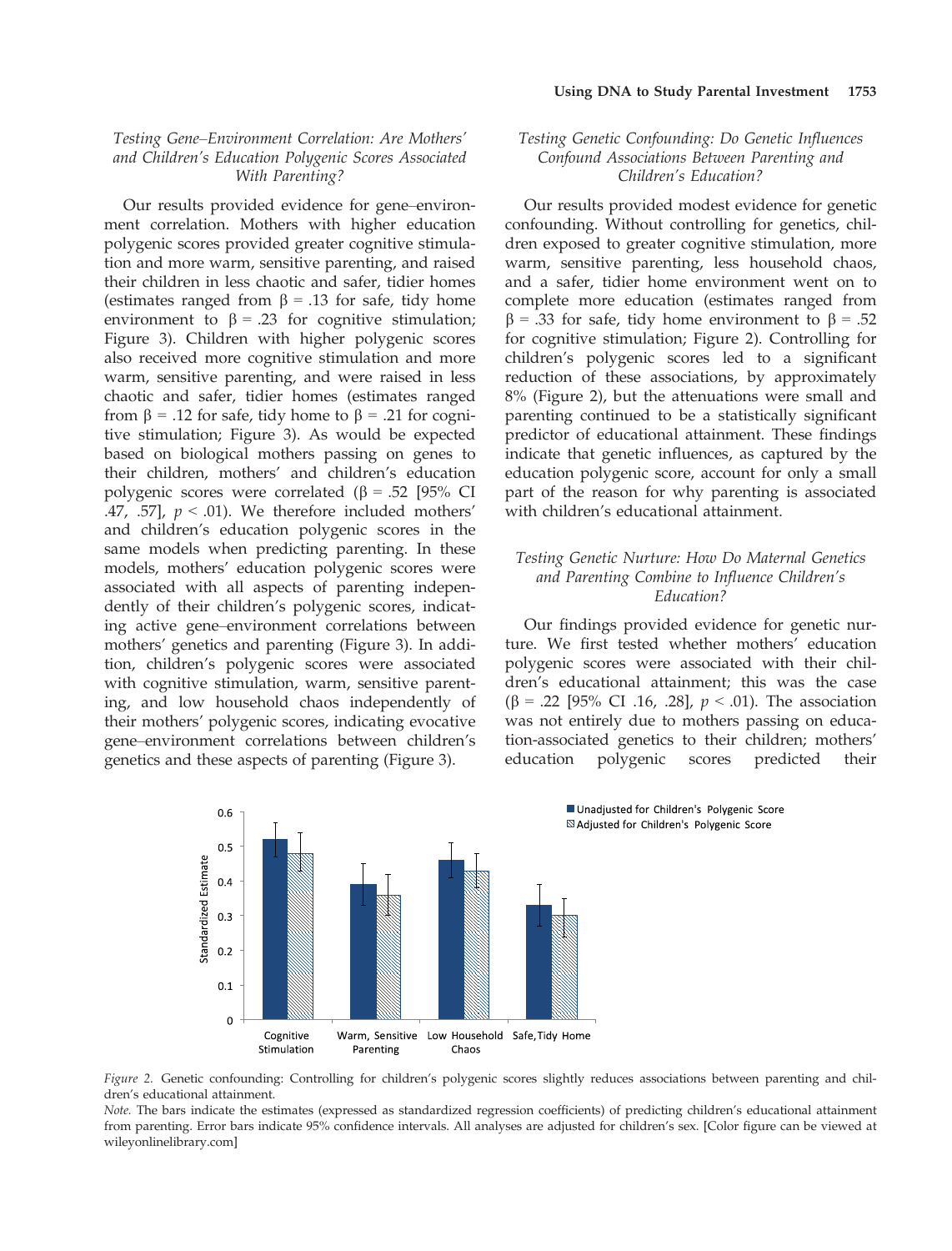### Testing Gene–Environment Correlation: Are Mothers' and Children's Education Polygenic Scores Associated With Parenting?

Our results provided evidence for gene–environment correlation. Mothers with higher education polygenic scores provided greater cognitive stimulation and more warm, sensitive parenting, and raised their children in less chaotic and safer, tidier homes (estimates ranged from $\beta = .13$ for safe, tidy home environment to $\beta = .23$ for cognitive stimulation; Figure 3). Children with higher polygenic scores also received more cognitive stimulation and more warm, sensitive parenting, and were raised in less chaotic and safer, tidier homes (estimates ranged from $\beta = .12$ for safe, tidy home to $\beta = .21$ for cognitive stimulation; Figure 3). As would be expected based on biological mothers passing on genes to their children, mothers' and children's education polygenic scores were correlated ($\beta = .52$ [95% CI .47, .57], $p < .01$). We therefore included mothers' and children's education polygenic scores in the same models when predicting parenting. In these models, mothers' education polygenic scores were associated with all aspects of parenting independently of their children's polygenic scores, indicating active gene–environment correlations between mothers' genetics and parenting (Figure 3). In addition, children's polygenic scores were associated with cognitive stimulation, warm, sensitive parenting, and low household chaos independently of their mothers' polygenic scores, indicating evocative gene–environment correlations between children's genetics and these aspects of parenting (Figure 3).

### Testing Genetic Confounding: Do Genetic Influences Confound Associations Between Parenting and Children's Education?

Our results provided modest evidence for genetic confounding. Without controlling for genetics, children exposed to greater cognitive stimulation, more warm, sensitive parenting, less household chaos, and a safer, tidier home environment went on to complete more education (estimates ranged from $\beta = .33$ for safe, tidy home environment to $\beta = .52$ for cognitive stimulation; Figure 2). Controlling for children's polygenic scores led to a significant reduction of these associations, by approximately 8% (Figure 2), but the attenuations were small and parenting continued to be a statistically significant predictor of educational attainment. These findings indicate that genetic influences, as captured by the education polygenic score, account for only a small part of the reason for why parenting is associated with children's educational attainment.

### Testing Genetic Nurture: How Do Maternal Genetics and Parenting Combine to Influence Children's Education?

Our findings provided evidence for genetic nurture. We first tested whether mothers' education polygenic scores were associated with their children's educational attainment; this was the case ($\beta = .22$ [95% CI .16, .28], $p < .01$). The association was not entirely due to mothers passing on education-associated genetics to their children; mothers' education polygenic scores predicted their

*Figure 2.* Genetic confounding: Controlling for children's polygenic scores slightly reduces associations between parenting and children's educational attainment.

*Note.* The bars indicate the estimates (expressed as standardized regression coefficients) of predicting children's educational attainment from parenting. Error bars indicate 95% confidence intervals. All analyses are adjusted for children's sex. [Color figure can be viewed at wileyonlinelibrary.com]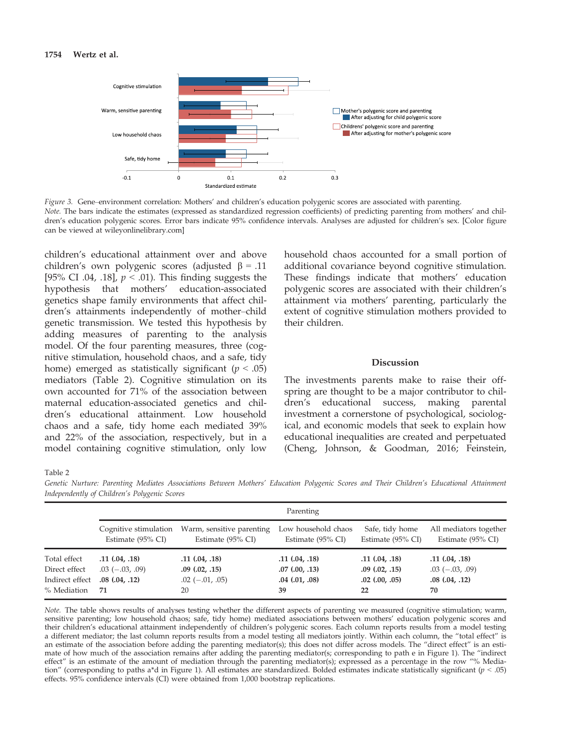*Figure 3.* Gene–environment correlation: Mothers' and children's education polygenic scores are associated with parenting.
*Note.* The bars indicate the estimates (expressed as standardized regression coefficients) of predicting parenting from mothers' and children's education polygenic scores. Error bars indicate 95% confidence intervals. Analyses are adjusted for children's sex. [Color figure can be viewed at wileyonlinelibrary.com]

children's educational attainment over and above children's own polygenic scores (adjusted β = .11 [95% CI .04, .18], $p < .01$). This finding suggests the hypothesis that mothers' education-associated genetics shape family environments that affect children's attainments independently of mother–child genetic transmission. We tested this hypothesis by adding measures of parenting to the analysis model. Of the four parenting measures, three (cognitive stimulation, household chaos, and a safe, tidy home) emerged as statistically significant ($p < .05$) mediators (Table 2). Cognitive stimulation on its own accounted for 71% of the association between maternal education-associated genetics and children's educational attainment. Low household chaos and a safe, tidy home each mediated 39% and 22% of the association, respectively, but in a model containing cognitive stimulation, only low household chaos accounted for a small portion of additional covariance beyond cognitive stimulation. These findings indicate that mothers' education polygenic scores are associated with their children's attainment via mothers' parenting, particularly the extent of cognitive stimulation mothers provided to their children.

## Discussion

The investments parents make to raise their offspring are thought to be a major contributor to children's educational success, making parental investment a cornerstone of psychological, sociological, and economic models that seek to explain how educational inequalities are created and perpetuated (Cheng, Johnson, & Goodman, 2016; Feinstein,

Table 2

*Genetic Nurture: Parenting Mediates Associations Between Mothers' Education Polygenic Scores and Their Children's Educational Attainment Independently of Children's Polygenic Scores*

| | Parenting | | | | |
|---|---|---|---|---|---|
| | Cognitive stimulation Estimate (95% CI) | Warm, sensitive parenting Estimate (95% CI) | Low household chaos Estimate (95% CI) | Safe, tidy home Estimate (95% CI) | All mediators together Estimate (95% CI) |
| Total effect | **.11 (.04, .18)** | **.11 (.04, .18)** | **.11 (.04, .18)** | **.11 (.04, .18)** | **.11 (.04, .18)** |
| Direct effect | .03 (−.03, .09) | **.09 (.02, .15)** | **.07 (.00, .13)** | **.09 (.02, .15)** | .03 (−.03, .09) |
| Indirect effect | **.08 (.04, .12)** | .02 (−.01, .05) | **.04 (.01, .08)** | **.02 (.00, .05)** | **.08 (.04, .12)** |
| % Mediation | **71** | 20 | **39** | **22** | **70** |

*Note.* The table shows results of analyses testing whether the different aspects of parenting we measured (cognitive stimulation; warm, sensitive parenting; low household chaos; safe, tidy home) mediated associations between mothers' education polygenic scores and their children's educational attainment independently of children's polygenic scores. Each column reports results from a model testing a different mediator; the last column reports results from a model testing all mediators jointly. Within each column, the "total effect" is an estimate of the association before adding the parenting mediator(s); this does not differ across models. The "direct effect" is an estimate of how much of the association remains after adding the parenting mediator(s; corresponding to path e in Figure 1). The "indirect effect" is an estimate of the amount of mediation through the parenting mediator(s); expressed as a percentage in the row "% Mediation" (corresponding to paths a*d in Figure 1). All estimates are standardized. Bolded estimates indicate statistically significant ($p < .05$) effects. 95% confidence intervals (CI) were obtained from 1,000 bootstrap replications.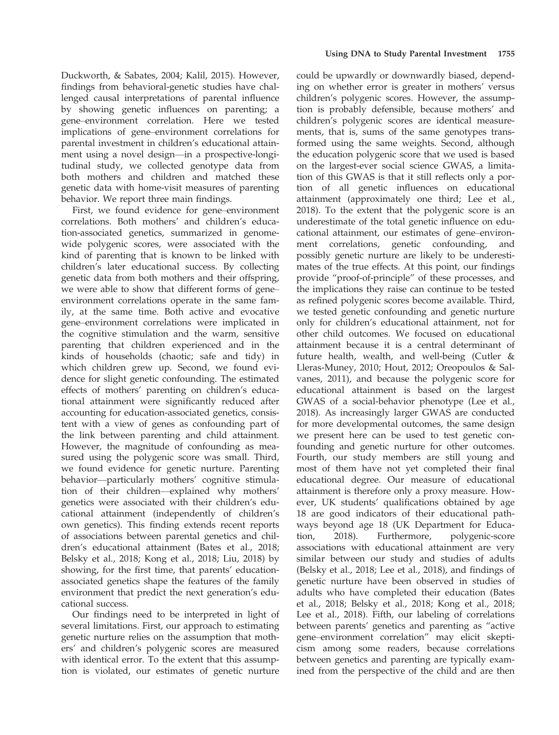Duckworth, & Sabates, 2004; Kalil, 2015). However, findings from behavioral-genetic studies have challenged causal interpretations of parental influence by showing genetic influences on parenting; a gene–environment correlation. Here we tested implications of gene–environment correlations for parental investment in children's educational attainment using a novel design—in a prospective-longitudinal study, we collected genotype data from both mothers and children and matched these genetic data with home-visit measures of parenting behavior. We report three main findings.

First, we found evidence for gene–environment correlations. Both mothers' and children's education-associated genetics, summarized in genome-wide polygenic scores, were associated with the kind of parenting that is known to be linked with children's later educational success. By collecting genetic data from both mothers and their offspring, we were able to show that different forms of gene–environment correlations operate in the same family, at the same time. Both active and evocative gene–environment correlations were implicated in the cognitive stimulation and the warm, sensitive parenting that children experienced and in the kinds of households (chaotic; safe and tidy) in which children grew up. Second, we found evidence for slight genetic confounding. The estimated effects of mothers' parenting on children's educational attainment were significantly reduced after accounting for education-associated genetics, consistent with a view of genes as confounding part of the link between parenting and child attainment. However, the magnitude of confounding as measured using the polygenic score was small. Third, we found evidence for genetic nurture. Parenting behavior—particularly mothers' cognitive stimulation of their children—explained why mothers' genetics were associated with their children's educational attainment (independently of children's own genetics). This finding extends recent reports of associations between parental genetics and children's educational attainment (Bates et al., 2018; Belsky et al., 2018; Kong et al., 2018; Liu, 2018) by showing, for the first time, that parents' education-associated genetics shape the features of the family environment that predict the next generation's educational success.

Our findings need to be interpreted in light of several limitations. First, our approach to estimating genetic nurture relies on the assumption that mothers' and children's polygenic scores are measured with identical error. To the extent that this assumption is violated, our estimates of genetic nurture could be upwardly or downwardly biased, depending on whether error is greater in mothers' versus children's polygenic scores. However, the assumption is probably defensible, because mothers' and children's polygenic scores are identical measurements, that is, sums of the same genotypes transformed using the same weights. Second, although the education polygenic score that we used is based on the largest-ever social science GWAS, a limitation of this GWAS is that it still reflects only a portion of all genetic influences on educational attainment (approximately one third; Lee et al., 2018). To the extent that the polygenic score is an underestimate of the total genetic influence on educational attainment, our estimates of gene–environment correlations, genetic confounding, and possibly genetic nurture are likely to be underestimates of the true effects. At this point, our findings provide "proof-of-principle" of these processes, and the implications they raise can continue to be tested as refined polygenic scores become available. Third, we tested genetic confounding and genetic nurture only for children's educational attainment, not for other child outcomes. We focused on educational attainment because it is a central determinant of future health, wealth, and well-being (Cutler & Lleras-Muney, 2010; Hout, 2012; Oreopoulos & Salvanes, 2011), and because the polygenic score for educational attainment is based on the largest GWAS of a social-behavior phenotype (Lee et al., 2018). As increasingly larger GWAS are conducted for more developmental outcomes, the same design we present here can be used to test genetic confounding and genetic nurture for other outcomes. Fourth, our study members are still young and most of them have not yet completed their final educational degree. Our measure of educational attainment is therefore only a proxy measure. However, UK students' qualifications obtained by age 18 are good indicators of their educational pathways beyond age 18 (UK Department for Education, 2018). Furthermore, polygenic-score associations with educational attainment are very similar between our study and studies of adults (Belsky et al., 2018; Lee et al., 2018), and findings of genetic nurture have been observed in studies of adults who have completed their education (Bates et al., 2018; Belsky et al., 2018; Kong et al., 2018; Lee et al., 2018). Fifth, our labeling of correlations between parents' genetics and parenting as "active gene–environment correlation" may elicit skepticism among some readers, because correlations between genetics and parenting are typically examined from the perspective of the child and are then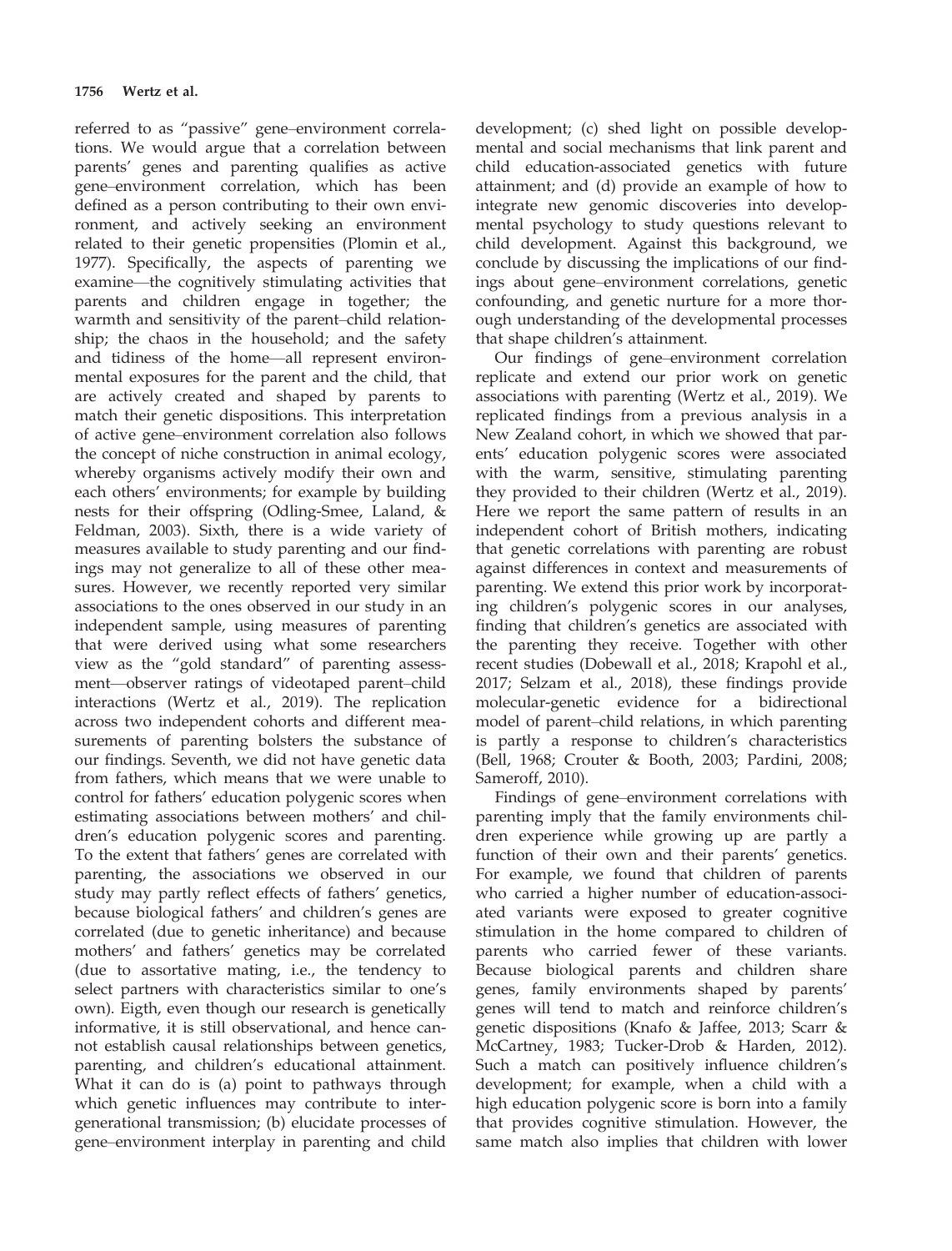referred to as "passive" gene–environment correlations. We would argue that a correlation between parents' genes and parenting qualifies as active gene–environment correlation, which has been defined as a person contributing to their own environment, and actively seeking an environment related to their genetic propensities (Plomin et al., 1977). Specifically, the aspects of parenting we examine—the cognitively stimulating activities that parents and children engage in together; the warmth and sensitivity of the parent–child relationship; the chaos in the household; and the safety and tidiness of the home—all represent environmental exposures for the parent and the child, that are actively created and shaped by parents to match their genetic dispositions. This interpretation of active gene–environment correlation also follows the concept of niche construction in animal ecology, whereby organisms actively modify their own and each others' environments; for example by building nests for their offspring (Odling-Smee, Laland, & Feldman, 2003). Sixth, there is a wide variety of measures available to study parenting and our findings may not generalize to all of these other measures. However, we recently reported very similar associations to the ones observed in our study in an independent sample, using measures of parenting that were derived using what some researchers view as the "gold standard" of parenting assessment—observer ratings of videotaped parent–child interactions (Wertz et al., 2019). The replication across two independent cohorts and different measurements of parenting bolsters the substance of our findings. Seventh, we did not have genetic data from fathers, which means that we were unable to control for fathers' education polygenic scores when estimating associations between mothers' and children's education polygenic scores and parenting. To the extent that fathers' genes are correlated with parenting, the associations we observed in our study may partly reflect effects of fathers' genetics, because biological fathers' and children's genes are correlated (due to genetic inheritance) and because mothers' and fathers' genetics may be correlated (due to assortative mating, i.e., the tendency to select partners with characteristics similar to one's own). Eigth, even though our research is genetically informative, it is still observational, and hence cannot establish causal relationships between genetics, parenting, and children's educational attainment. What it can do is (a) point to pathways through which genetic influences may contribute to intergenerational transmission; (b) elucidate processes of gene–environment interplay in parenting and child development; (c) shed light on possible developmental and social mechanisms that link parent and child education-associated genetics with future attainment; and (d) provide an example of how to integrate new genomic discoveries into developmental psychology to study questions relevant to child development. Against this background, we conclude by discussing the implications of our findings about gene–environment correlations, genetic confounding, and genetic nurture for a more thorough understanding of the developmental processes that shape children's attainment.

Our findings of gene–environment correlation replicate and extend our prior work on genetic associations with parenting (Wertz et al., 2019). We replicated findings from a previous analysis in a New Zealand cohort, in which we showed that parents' education polygenic scores were associated with the warm, sensitive, stimulating parenting they provided to their children (Wertz et al., 2019). Here we report the same pattern of results in an independent cohort of British mothers, indicating that genetic correlations with parenting are robust against differences in context and measurements of parenting. We extend this prior work by incorporating children's polygenic scores in our analyses, finding that children's genetics are associated with the parenting they receive. Together with other recent studies (Dobewall et al., 2018; Krapohl et al., 2017; Selzam et al., 2018), these findings provide molecular-genetic evidence for a bidirectional model of parent–child relations, in which parenting is partly a response to children's characteristics (Bell, 1968; Crouter & Booth, 2003; Pardini, 2008; Sameroff, 2010).

Findings of gene–environment correlations with parenting imply that the family environments children experience while growing up are partly a function of their own and their parents' genetics. For example, we found that children of parents who carried a higher number of education-associated variants were exposed to greater cognitive stimulation in the home compared to children of parents who carried fewer of these variants. Because biological parents and children share genes, family environments shaped by parents' genes will tend to match and reinforce children's genetic dispositions (Knafo & Jaffee, 2013; Scarr & McCartney, 1983; Tucker-Drob & Harden, 2012). Such a match can positively influence children's development; for example, when a child with a high education polygenic score is born into a family that provides cognitive stimulation. However, the same match also implies that children with lower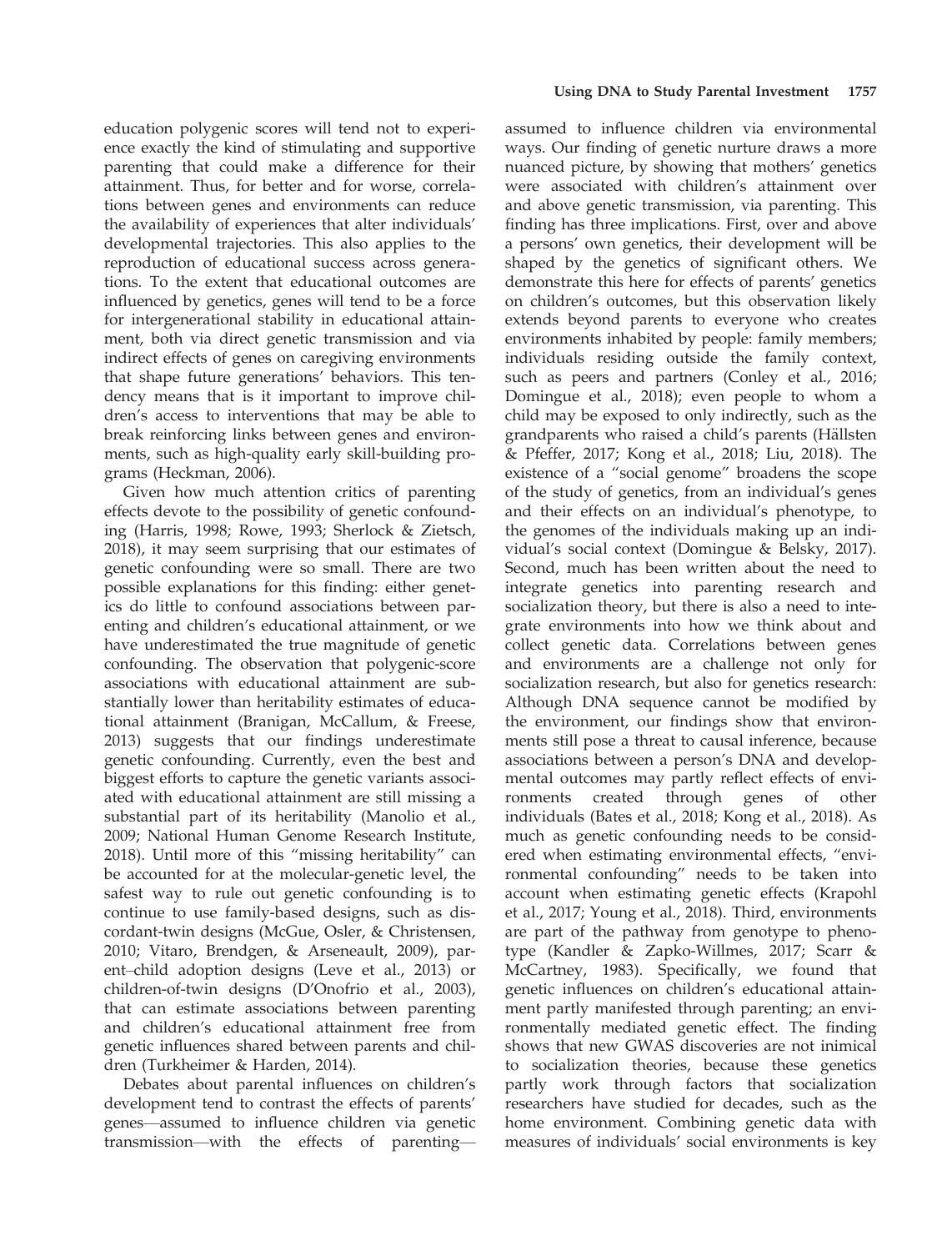education polygenic scores will tend not to experience exactly the kind of stimulating and supportive parenting that could make a difference for their attainment. Thus, for better and for worse, correlations between genes and environments can reduce the availability of experiences that alter individuals' developmental trajectories. This also applies to the reproduction of educational success across generations. To the extent that educational outcomes are influenced by genetics, genes will tend to be a force for intergenerational stability in educational attainment, both via direct genetic transmission and via indirect effects of genes on caregiving environments that shape future generations' behaviors. This tendency means that is it important to improve children's access to interventions that may be able to break reinforcing links between genes and environments, such as high-quality early skill-building programs (Heckman, 2006).

Given how much attention critics of parenting effects devote to the possibility of genetic confounding (Harris, 1998; Rowe, 1993; Sherlock & Zietsch, 2018), it may seem surprising that our estimates of genetic confounding were so small. There are two possible explanations for this finding: either genetics do little to confound associations between parenting and children's educational attainment, or we have underestimated the true magnitude of genetic confounding. The observation that polygenic-score associations with educational attainment are substantially lower than heritability estimates of educational attainment (Branigan, McCallum, & Freese, 2013) suggests that our findings underestimate genetic confounding. Currently, even the best and biggest efforts to capture the genetic variants associated with educational attainment are still missing a substantial part of its heritability (Manolio et al., 2009; National Human Genome Research Institute, 2018). Until more of this "missing heritability" can be accounted for at the molecular-genetic level, the safest way to rule out genetic confounding is to continue to use family-based designs, such as discordant-twin designs (McGue, Osler, & Christensen, 2010; Vitaro, Brendgen, & Arseneault, 2009), parent–child adoption designs (Leve et al., 2013) or children-of-twin designs (D'Onofrio et al., 2003), that can estimate associations between parenting and children's educational attainment free from genetic influences shared between parents and children (Turkheimer & Harden, 2014).

Debates about parental influences on children's development tend to contrast the effects of parents' genes—assumed to influence children via genetic transmission—with the effects of parenting—assumed to influence children via environmental ways. Our finding of genetic nurture draws a more nuanced picture, by showing that mothers' genetics were associated with children's attainment over and above genetic transmission, via parenting. This finding has three implications. First, over and above a persons' own genetics, their development will be shaped by the genetics of significant others. We demonstrate this here for effects of parents' genetics on children's outcomes, but this observation likely extends beyond parents to everyone who creates environments inhabited by people: family members; individuals residing outside the family context, such as peers and partners (Conley et al., 2016; Domingue et al., 2018); even people to whom a child may be exposed to only indirectly, such as the grandparents who raised a child's parents (Hällsten & Pfeffer, 2017; Kong et al., 2018; Liu, 2018). The existence of a "social genome" broadens the scope of the study of genetics, from an individual's genes and their effects on an individual's phenotype, to the genomes of the individuals making up an individual's social context (Domingue & Belsky, 2017). Second, much has been written about the need to integrate genetics into parenting research and socialization theory, but there is also a need to integrate environments into how we think about and collect genetic data. Correlations between genes and environments are a challenge not only for socialization research, but also for genetics research: Although DNA sequence cannot be modified by the environment, our findings show that environments still pose a threat to causal inference, because associations between a person's DNA and developmental outcomes may partly reflect effects of environments created through genes of other individuals (Bates et al., 2018; Kong et al., 2018). As much as genetic confounding needs to be considered when estimating environmental effects, "environmental confounding" needs to be taken into account when estimating genetic effects (Krapohl et al., 2017; Young et al., 2018). Third, environments are part of the pathway from genotype to phenotype (Kandler & Zapko-Willmes, 2017; Scarr & McCartney, 1983). Specifically, we found that genetic influences on children's educational attainment partly manifested through parenting; an environmentally mediated genetic effect. The finding shows that new GWAS discoveries are not inimical to socialization theories, because these genetics partly work through factors that socialization researchers have studied for decades, such as the home environment. Combining genetic data with measures of individuals' social environments is key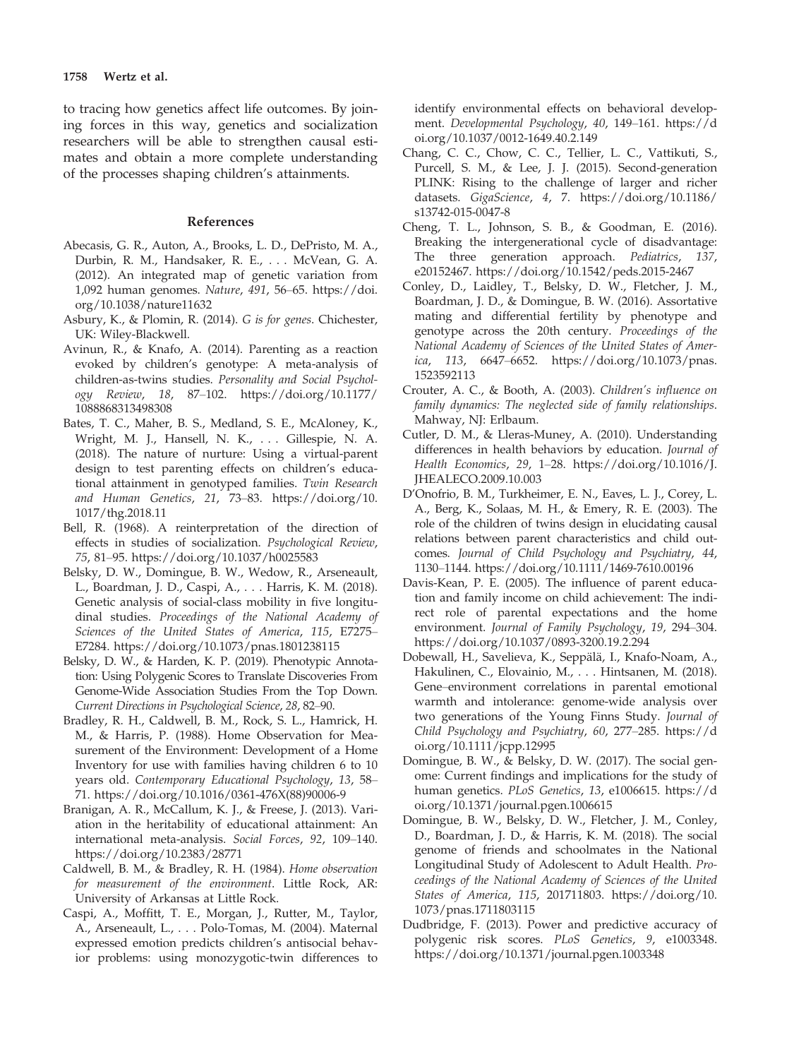to tracing how genetics affect life outcomes. By joining forces in this way, genetics and socialization researchers will be able to strengthen causal estimates and obtain a more complete understanding of the processes shaping children's attainments.

## References

Abecasis, G. R., Auton, A., Brooks, L. D., DePristo, M. A., Durbin, R. M., Handsaker, R. E., . . . McVean, G. A. (2012). An integrated map of genetic variation from 1,092 human genomes. *Nature*, *491*, 56–65. https://doi.org/10.1038/nature11632

Asbury, K., & Plomin, R. (2014). *G is for genes*. Chichester, UK: Wiley-Blackwell.

Avinun, R., & Knafo, A. (2014). Parenting as a reaction evoked by children's genotype: A meta-analysis of children-as-twins studies. *Personality and Social Psychology Review*, *18*, 87–102. https://doi.org/10.1177/1088868313498308

Bates, T. C., Maher, B. S., Medland, S. E., McAloney, K., Wright, M. J., Hansell, N. K., . . . Gillespie, N. A. (2018). The nature of nurture: Using a virtual-parent design to test parenting effects on children's educational attainment in genotyped families. *Twin Research and Human Genetics*, *21*, 73–83. https://doi.org/10.1017/thg.2018.11

Bell, R. (1968). A reinterpretation of the direction of effects in studies of socialization. *Psychological Review*, *75*, 81–95. https://doi.org/10.1037/h0025583

Belsky, D. W., Domingue, B. W., Wedow, R., Arseneault, L., Boardman, J. D., Caspi, A., . . . Harris, K. M. (2018). Genetic analysis of social-class mobility in five longitudinal studies. *Proceedings of the National Academy of Sciences of the United States of America*, *115*, E7275–E7284. https://doi.org/10.1073/pnas.1801238115

Belsky, D. W., & Harden, K. P. (2019). Phenotypic Annotation: Using Polygenic Scores to Translate Discoveries From Genome-Wide Association Studies From the Top Down. *Current Directions in Psychological Science*, *28*, 82–90.

Bradley, R. H., Caldwell, B. M., Rock, S. L., Hamrick, H. M., & Harris, P. (1988). Home Observation for Measurement of the Environment: Development of a Home Inventory for use with families having children 6 to 10 years old. *Contemporary Educational Psychology*, *13*, 58–71. https://doi.org/10.1016/0361-476X(88)90006-9

Branigan, A. R., McCallum, K. J., & Freese, J. (2013). Variation in the heritability of educational attainment: An international meta-analysis. *Social Forces*, *92*, 109–140. https://doi.org/10.2383/28771

Caldwell, B. M., & Bradley, R. H. (1984). *Home observation for measurement of the environment*. Little Rock, AR: University of Arkansas at Little Rock.

Caspi, A., Moffitt, T. E., Morgan, J., Rutter, M., Taylor, A., Arseneault, L., . . . Polo-Tomas, M. (2004). Maternal expressed emotion predicts children's antisocial behavior problems: using monozygotic-twin differences to identify environmental effects on behavioral development. *Developmental Psychology*, *40*, 149–161. https://doi.org/10.1037/0012-1649.40.2.149

Chang, C. C., Chow, C. C., Tellier, L. C., Vattikuti, S., Purcell, S. M., & Lee, J. J. (2015). Second-generation PLINK: Rising to the challenge of larger and richer datasets. *GigaScience*, *4*, 7. https://doi.org/10.1186/s13742-015-0047-8

Cheng, T. L., Johnson, S. B., & Goodman, E. (2016). Breaking the intergenerational cycle of disadvantage: The three generation approach. *Pediatrics*, *137*, e20152467. https://doi.org/10.1542/peds.2015-2467

Conley, D., Laidley, T., Belsky, D. W., Fletcher, J. M., Boardman, J. D., & Domingue, B. W. (2016). Assortative mating and differential fertility by phenotype and genotype across the 20th century. *Proceedings of the National Academy of Sciences of the United States of America*, *113*, 6647–6652. https://doi.org/10.1073/pnas.1523592113

Crouter, A. C., & Booth, A. (2003). *Children's influence on family dynamics: The neglected side of family relationships*. Mahway, NJ: Erlbaum.

Cutler, D. M., & Lleras-Muney, A. (2010). Understanding differences in health behaviors by education. *Journal of Health Economics*, *29*, 1–28. https://doi.org/10.1016/J.JHEALECO.2009.10.003

D'Onofrio, B. M., Turkheimer, E. N., Eaves, L. J., Corey, L. A., Berg, K., Solaas, M. H., & Emery, R. E. (2003). The role of the children of twins design in elucidating causal relations between parent characteristics and child outcomes. *Journal of Child Psychology and Psychiatry*, *44*, 1130–1144. https://doi.org/10.1111/1469-7610.00196

Davis-Kean, P. E. (2005). The influence of parent education and family income on child achievement: The indirect role of parental expectations and the home environment. *Journal of Family Psychology*, *19*, 294–304. https://doi.org/10.1037/0893-3200.19.2.294

Dobewall, H., Savelieva, K., Seppälä, I., Knafo-Noam, A., Hakulinen, C., Elovainio, M., . . . Hintsanen, M. (2018). Gene–environment correlations in parental emotional warmth and intolerance: genome-wide analysis over two generations of the Young Finns Study. *Journal of Child Psychology and Psychiatry*, *60*, 277–285. https://doi.org/10.1111/jcpp.12995

Domingue, B. W., & Belsky, D. W. (2017). The social genome: Current findings and implications for the study of human genetics. *PLoS Genetics*, *13*, e1006615. https://doi.org/10.1371/journal.pgen.1006615

Domingue, B. W., Belsky, D. W., Fletcher, J. M., Conley, D., Boardman, J. D., & Harris, K. M. (2018). The social genome of friends and schoolmates in the National Longitudinal Study of Adolescent to Adult Health. *Proceedings of the National Academy of Sciences of the United States of America*, *115*, 201711803. https://doi.org/10.1073/pnas.1711803115

Dudbridge, F. (2013). Power and predictive accuracy of polygenic risk scores. *PLoS Genetics*, *9*, e1003348. https://doi.org/10.1371/journal.pgen.1003348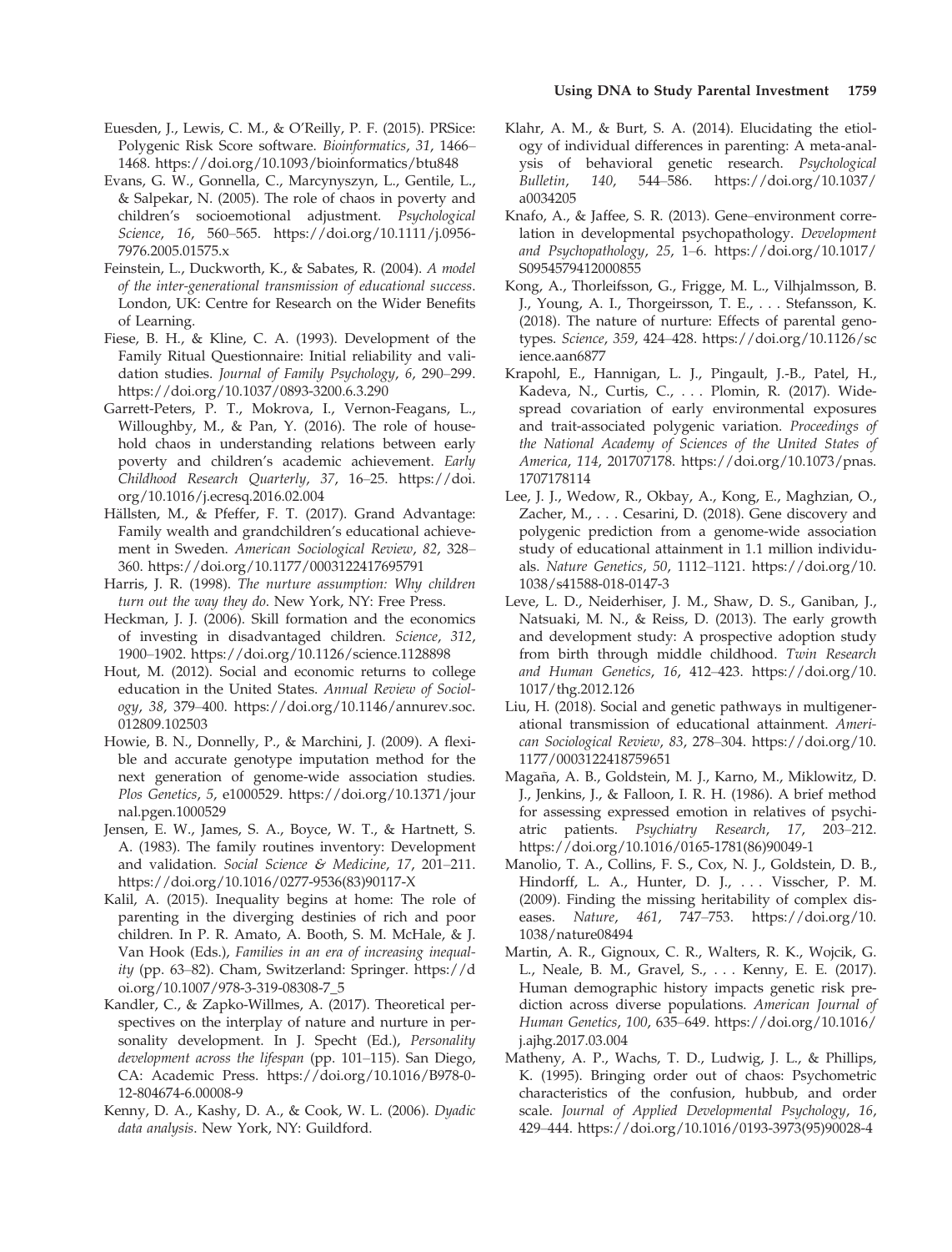Euesden, J., Lewis, C. M., & O'Reilly, P. F. (2015). PRSice: Polygenic Risk Score software. *Bioinformatics*, *31*, 1466–1468. https://doi.org/10.1093/bioinformatics/btu848

Evans, G. W., Gonnella, C., Marcynyszyn, L., Gentile, L., & Salpekar, N. (2005). The role of chaos in poverty and children's socioemotional adjustment. *Psychological Science*, *16*, 560–565. https://doi.org/10.1111/j.0956-7976.2005.01575.x

Feinstein, L., Duckworth, K., & Sabates, R. (2004). *A model of the inter-generational transmission of educational success*. London, UK: Centre for Research on the Wider Benefits of Learning.

Fiese, B. H., & Kline, C. A. (1993). Development of the Family Ritual Questionnaire: Initial reliability and validation studies. *Journal of Family Psychology*, *6*, 290–299. https://doi.org/10.1037/0893-3200.6.3.290

Garrett-Peters, P. T., Mokrova, I., Vernon-Feagans, L., Willoughby, M., & Pan, Y. (2016). The role of household chaos in understanding relations between early poverty and children's academic achievement. *Early Childhood Research Quarterly*, *37*, 16–25. https://doi.org/10.1016/j.ecresq.2016.02.004

Hällsten, M., & Pfeffer, F. T. (2017). Grand Advantage: Family wealth and grandchildren's educational achievement in Sweden. *American Sociological Review*, *82*, 328–360. https://doi.org/10.1177/0003122417695791

Harris, J. R. (1998). *The nurture assumption: Why children turn out the way they do*. New York, NY: Free Press.

Heckman, J. J. (2006). Skill formation and the economics of investing in disadvantaged children. *Science*, *312*, 1900–1902. https://doi.org/10.1126/science.1128898

Hout, M. (2012). Social and economic returns to college education in the United States. *Annual Review of Sociology*, *38*, 379–400. https://doi.org/10.1146/annurev.soc.012809.102503

Howie, B. N., Donnelly, P., & Marchini, J. (2009). A flexible and accurate genotype imputation method for the next generation of genome-wide association studies. *Plos Genetics*, *5*, e1000529. https://doi.org/10.1371/journal.pgen.1000529

Jensen, E. W., James, S. A., Boyce, W. T., & Hartnett, S. A. (1983). The family routines inventory: Development and validation. *Social Science & Medicine*, *17*, 201–211. https://doi.org/10.1016/0277-9536(83)90117-X

Kalil, A. (2015). Inequality begins at home: The role of parenting in the diverging destinies of rich and poor children. In P. R. Amato, A. Booth, S. M. McHale, & J. Van Hook (Eds.), *Families in an era of increasing inequality* (pp. 63–82). Cham, Switzerland: Springer. https://doi.org/10.1007/978-3-319-08308-7_5

Kandler, C., & Zapko-Willmes, A. (2017). Theoretical perspectives on the interplay of nature and nurture in personality development. In J. Specht (Ed.), *Personality development across the lifespan* (pp. 101–115). San Diego, CA: Academic Press. https://doi.org/10.1016/B978-0-12-804674-6.00008-9

Kenny, D. A., Kashy, D. A., & Cook, W. L. (2006). *Dyadic data analysis*. New York, NY: Guildford.

Klahr, A. M., & Burt, S. A. (2014). Elucidating the etiology of individual differences in parenting: A meta-analysis of behavioral genetic research. *Psychological Bulletin*, *140*, 544–586. https://doi.org/10.1037/a0034205

Knafo, A., & Jaffee, S. R. (2013). Gene–environment correlation in developmental psychopathology. *Development and Psychopathology*, *25*, 1–6. https://doi.org/10.1017/S0954579412000855

Kong, A., Thorleifsson, G., Frigge, M. L., Vilhjalmsson, B. J., Young, A. I., Thorgeirsson, T. E., . . . Stefansson, K. (2018). The nature of nurture: Effects of parental genotypes. *Science*, *359*, 424–428. https://doi.org/10.1126/science.aan6877

Krapohl, E., Hannigan, L. J., Pingault, J.-B., Patel, H., Kadeva, N., Curtis, C., . . . Plomin, R. (2017). Widespread covariation of early environmental exposures and trait-associated polygenic variation. *Proceedings of the National Academy of Sciences of the United States of America*, *114*, 201707178. https://doi.org/10.1073/pnas.1707178114

Lee, J. J., Wedow, R., Okbay, A., Kong, E., Maghzian, O., Zacher, M., . . . Cesarini, D. (2018). Gene discovery and polygenic prediction from a genome-wide association study of educational attainment in 1.1 million individuals. *Nature Genetics*, *50*, 1112–1121. https://doi.org/10.1038/s41588-018-0147-3

Leve, L. D., Neiderhiser, J. M., Shaw, D. S., Ganiban, J., Natsuaki, M. N., & Reiss, D. (2013). The early growth and development study: A prospective adoption study from birth through middle childhood. *Twin Research and Human Genetics*, *16*, 412–423. https://doi.org/10.1017/thg.2012.126

Liu, H. (2018). Social and genetic pathways in multigenerational transmission of educational attainment. *American Sociological Review*, *83*, 278–304. https://doi.org/10.1177/0003122418759651

Magaña, A. B., Goldstein, M. J., Karno, M., Miklowitz, D. J., Jenkins, J., & Falloon, I. R. H. (1986). A brief method for assessing expressed emotion in relatives of psychiatric patients. *Psychiatry Research*, *17*, 203–212. https://doi.org/10.1016/0165-1781(86)90049-1

Manolio, T. A., Collins, F. S., Cox, N. J., Goldstein, D. B., Hindorff, L. A., Hunter, D. J., . . . Visscher, P. M. (2009). Finding the missing heritability of complex diseases. *Nature*, *461*, 747–753. https://doi.org/10.1038/nature08494

Martin, A. R., Gignoux, C. R., Walters, R. K., Wojcik, G. L., Neale, B. M., Gravel, S., . . . Kenny, E. E. (2017). Human demographic history impacts genetic risk prediction across diverse populations. *American Journal of Human Genetics*, *100*, 635–649. https://doi.org/10.1016/j.ajhg.2017.03.004

Matheny, A. P., Wachs, T. D., Ludwig, J. L., & Phillips, K. (1995). Bringing order out of chaos: Psychometric characteristics of the confusion, hubbub, and order scale. *Journal of Applied Developmental Psychology*, *16*, 429–444. https://doi.org/10.1016/0193-3973(95)90028-4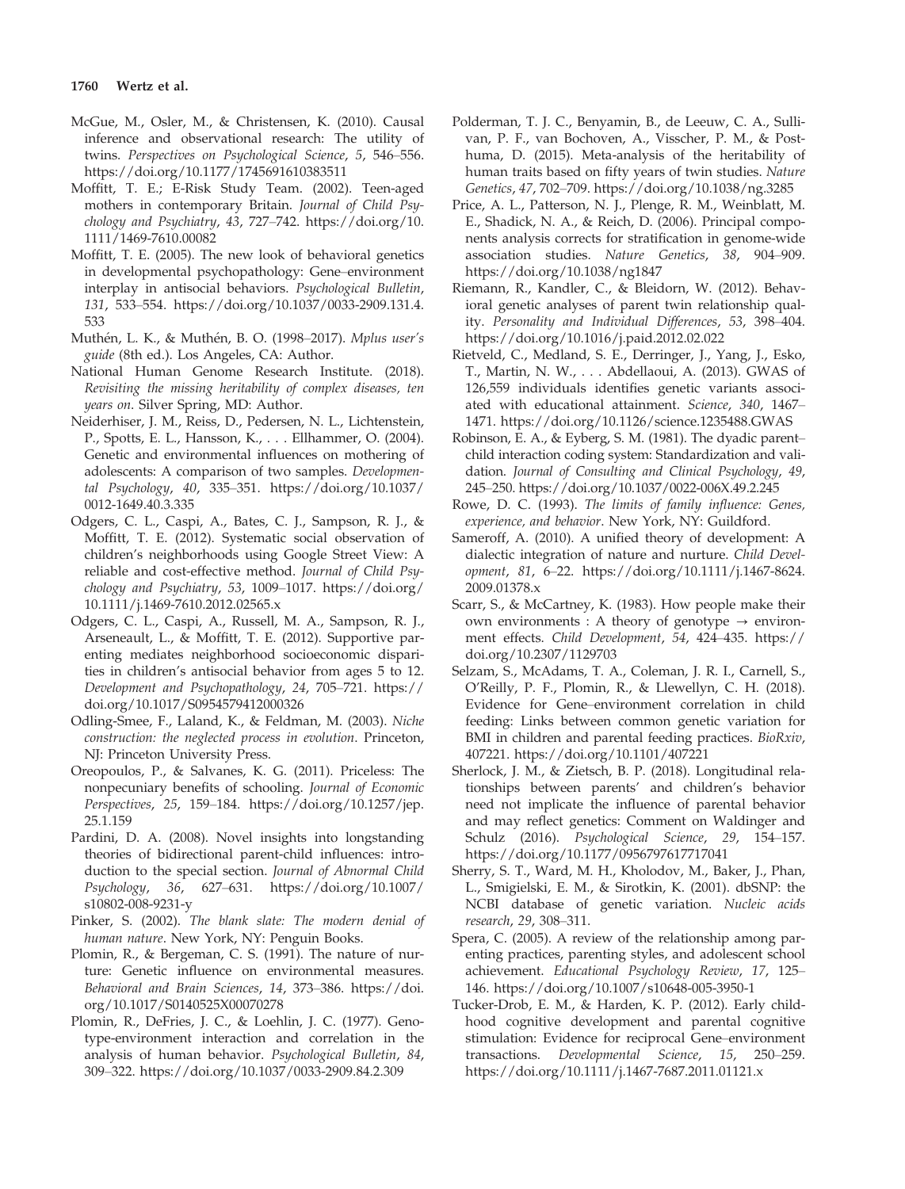McGue, M., Osler, M., & Christensen, K. (2010). Causal inference and observational research: The utility of twins. *Perspectives on Psychological Science*, *5*, 546–556. https://doi.org/10.1177/1745691610383511

Moffitt, T. E.; E-Risk Study Team. (2002). Teen-aged mothers in contemporary Britain. *Journal of Child Psychology and Psychiatry*, *43*, 727–742. https://doi.org/10.1111/1469-7610.00082

Moffitt, T. E. (2005). The new look of behavioral genetics in developmental psychopathology: Gene–environment interplay in antisocial behaviors. *Psychological Bulletin*, *131*, 533–554. https://doi.org/10.1037/0033-2909.131.4.533

Muthén, L. K., & Muthén, B. O. (1998–2017). *Mplus user's guide* (8th ed.). Los Angeles, CA: Author.

National Human Genome Research Institute. (2018). *Revisiting the missing heritability of complex diseases, ten years on*. Silver Spring, MD: Author.

Neiderhiser, J. M., Reiss, D., Pedersen, N. L., Lichtenstein, P., Spotts, E. L., Hansson, K., . . . Ellhammer, O. (2004). Genetic and environmental influences on mothering of adolescents: A comparison of two samples. *Developmental Psychology*, *40*, 335–351. https://doi.org/10.1037/0012-1649.40.3.335

Odgers, C. L., Caspi, A., Bates, C. J., Sampson, R. J., & Moffitt, T. E. (2012). Systematic social observation of children's neighborhoods using Google Street View: A reliable and cost-effective method. *Journal of Child Psychology and Psychiatry*, *53*, 1009–1017. https://doi.org/10.1111/j.1469-7610.2012.02565.x

Odgers, C. L., Caspi, A., Russell, M. A., Sampson, R. J., Arseneault, L., & Moffitt, T. E. (2012). Supportive parenting mediates neighborhood socioeconomic disparities in children's antisocial behavior from ages 5 to 12. *Development and Psychopathology*, *24*, 705–721. https://doi.org/10.1017/S0954579412000326

Odling-Smee, F., Laland, K., & Feldman, M. (2003). *Niche construction: the neglected process in evolution*. Princeton, NJ: Princeton University Press.

Oreopoulos, P., & Salvanes, K. G. (2011). Priceless: The nonpecuniary benefits of schooling. *Journal of Economic Perspectives*, *25*, 159–184. https://doi.org/10.1257/jep.25.1.159

Pardini, D. A. (2008). Novel insights into longstanding theories of bidirectional parent-child influences: introduction to the special section. *Journal of Abnormal Child Psychology*, *36*, 627–631. https://doi.org/10.1007/s10802-008-9231-y

Pinker, S. (2002). *The blank slate: The modern denial of human nature*. New York, NY: Penguin Books.

Plomin, R., & Bergeman, C. S. (1991). The nature of nurture: Genetic influence on environmental measures. *Behavioral and Brain Sciences*, *14*, 373–386. https://doi.org/10.1017/S0140525X00070278

Plomin, R., DeFries, J. C., & Loehlin, J. C. (1977). Genotype-environment interaction and correlation in the analysis of human behavior. *Psychological Bulletin*, *84*, 309–322. https://doi.org/10.1037/0033-2909.84.2.309

Polderman, T. J. C., Benyamin, B., de Leeuw, C. A., Sullivan, P. F., van Bochoven, A., Visscher, P. M., & Posthuma, D. (2015). Meta-analysis of the heritability of human traits based on fifty years of twin studies. *Nature Genetics*, *47*, 702–709. https://doi.org/10.1038/ng.3285

Price, A. L., Patterson, N. J., Plenge, R. M., Weinblatt, M. E., Shadick, N. A., & Reich, D. (2006). Principal components analysis corrects for stratification in genome-wide association studies. *Nature Genetics*, *38*, 904–909. https://doi.org/10.1038/ng1847

Riemann, R., Kandler, C., & Bleidorn, W. (2012). Behavioral genetic analyses of parent twin relationship quality. *Personality and Individual Differences*, *53*, 398–404. https://doi.org/10.1016/j.paid.2012.02.022

Rietveld, C., Medland, S. E., Derringer, J., Yang, J., Esko, T., Martin, N. W., . . . Abdellaoui, A. (2013). GWAS of 126,559 individuals identifies genetic variants associated with educational attainment. *Science*, *340*, 1467–1471. https://doi.org/10.1126/science.1235488.GWAS

Robinson, E. A., & Eyberg, S. M. (1981). The dyadic parent–child interaction coding system: Standardization and validation. *Journal of Consulting and Clinical Psychology*, *49*, 245–250. https://doi.org/10.1037/0022-006X.49.2.245

Rowe, D. C. (1993). *The limits of family influence: Genes, experience, and behavior*. New York, NY: Guildford.

Sameroff, A. (2010). A unified theory of development: A dialectic integration of nature and nurture. *Child Development*, *81*, 6–22. https://doi.org/10.1111/j.1467-8624.2009.01378.x

Scarr, S., & McCartney, K. (1983). How people make their own environments : A theory of genotype → environment effects. *Child Development*, *54*, 424–435. https://doi.org/10.2307/1129703

Selzam, S., McAdams, T. A., Coleman, J. R. I., Carnell, S., O'Reilly, P. F., Plomin, R., & Llewellyn, C. H. (2018). Evidence for Gene–environment correlation in child feeding: Links between common genetic variation for BMI in children and parental feeding practices. *BioRxiv*, 407221. https://doi.org/10.1101/407221

Sherlock, J. M., & Zietsch, B. P. (2018). Longitudinal relationships between parents' and children's behavior need not implicate the influence of parental behavior and may reflect genetics: Comment on Waldinger and Schulz (2016). *Psychological Science*, *29*, 154–157. https://doi.org/10.1177/0956797617717041

Sherry, S. T., Ward, M. H., Kholodov, M., Baker, J., Phan, L., Smigielski, E. M., & Sirotkin, K. (2001). dbSNP: the NCBI database of genetic variation. *Nucleic acids research*, *29*, 308–311.

Spera, C. (2005). A review of the relationship among parenting practices, parenting styles, and adolescent school achievement. *Educational Psychology Review*, *17*, 125–146. https://doi.org/10.1007/s10648-005-3950-1

Tucker-Drob, E. M., & Harden, K. P. (2012). Early childhood cognitive development and parental cognitive stimulation: Evidence for reciprocal Gene–environment transactions. *Developmental Science*, *15*, 250–259. https://doi.org/10.1111/j.1467-7687.2011.01121.x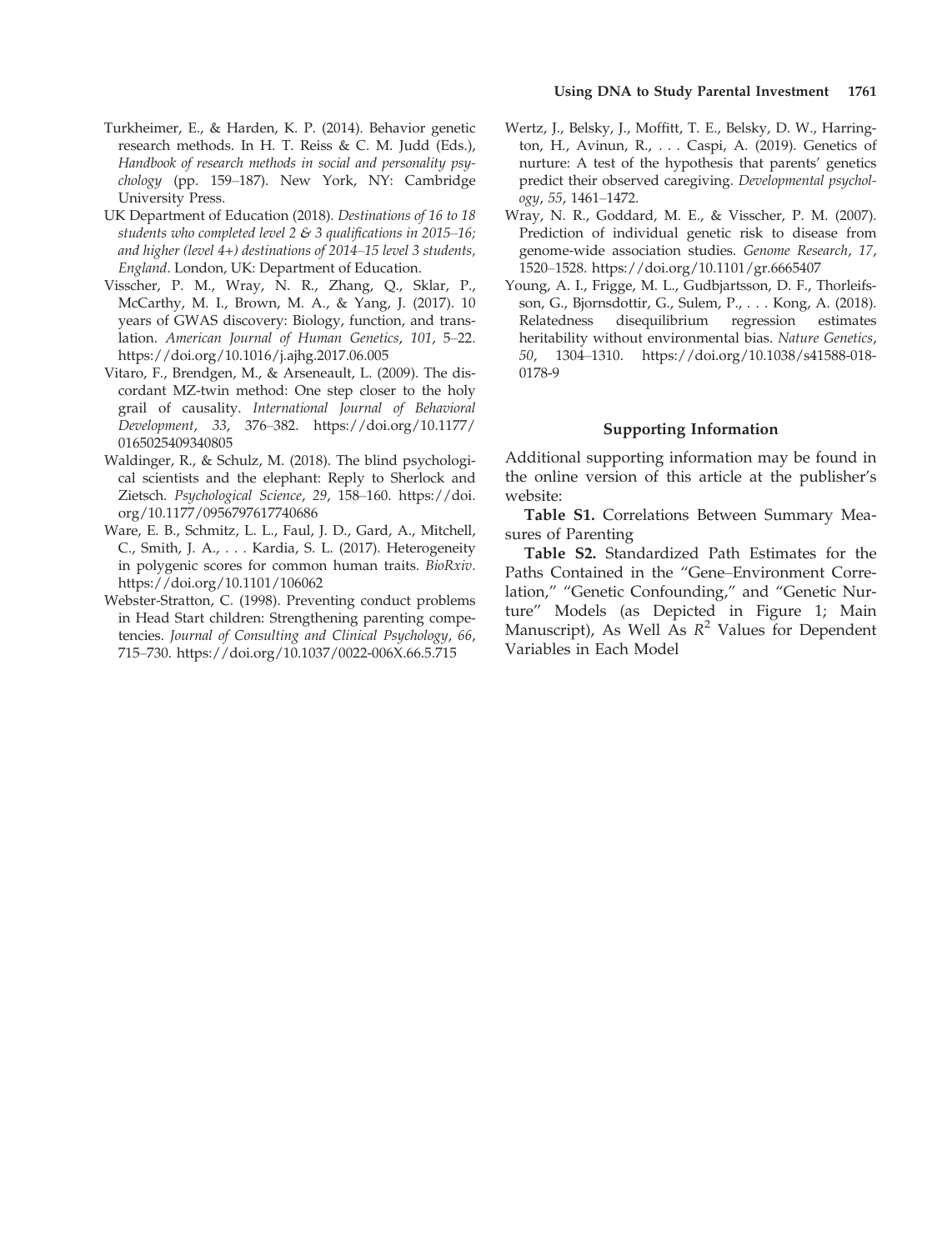Turkheimer, E., & Harden, K. P. (2014). Behavior genetic research methods. In H. T. Reiss & C. M. Judd (Eds.), *Handbook of research methods in social and personality psychology* (pp. 159–187). New York, NY: Cambridge University Press.

UK Department of Education (2018). *Destinations of 16 to 18 students who completed level 2 & 3 qualifications in 2015–16; and higher (level 4+) destinations of 2014–15 level 3 students, England*. London, UK: Department of Education.

Visscher, P. M., Wray, N. R., Zhang, Q., Sklar, P., McCarthy, M. I., Brown, M. A., & Yang, J. (2017). 10 years of GWAS discovery: Biology, function, and translation. *American Journal of Human Genetics*, *101*, 5–22. https://doi.org/10.1016/j.ajhg.2017.06.005

Vitaro, F., Brendgen, M., & Arseneault, L. (2009). The discordant MZ-twin method: One step closer to the holy grail of causality. *International Journal of Behavioral Development*, *33*, 376–382. https://doi.org/10.1177/0165025409340805

Waldinger, R., & Schulz, M. (2018). The blind psychological scientists and the elephant: Reply to Sherlock and Zietsch. *Psychological Science*, *29*, 158–160. https://doi.org/10.1177/0956797617740686

Ware, E. B., Schmitz, L. L., Faul, J. D., Gard, A., Mitchell, C., Smith, J. A., . . . Kardia, S. L. (2017). Heterogeneity in polygenic scores for common human traits. *BioRxiv*. https://doi.org/10.1101/106062

Webster-Stratton, C. (1998). Preventing conduct problems in Head Start children: Strengthening parenting competencies. *Journal of Consulting and Clinical Psychology*, *66*, 715–730. https://doi.org/10.1037/0022-006X.66.5.715

Wertz, J., Belsky, J., Moffitt, T. E., Belsky, D. W., Harrington, H., Avinun, R., . . . Caspi, A. (2019). Genetics of nurture: A test of the hypothesis that parents' genetics predict their observed caregiving. *Developmental psychology*, *55*, 1461–1472.

Wray, N. R., Goddard, M. E., & Visscher, P. M. (2007). Prediction of individual genetic risk to disease from genome-wide association studies. *Genome Research*, *17*, 1520–1528. https://doi.org/10.1101/gr.6665407

Young, A. I., Frigge, M. L., Gudbjartsson, D. F., Thorleifsson, G., Bjornsdottir, G., Sulem, P., . . . Kong, A. (2018). Relatedness disequilibrium regression estimates heritability without environmental bias. *Nature Genetics*, *50*, 1304–1310. https://doi.org/10.1038/s41588-018-0178-9

## Supporting Information

Additional supporting information may be found in the online version of this article at the publisher's website:

**Table S1.** Correlations Between Summary Measures of Parenting

**Table S2.** Standardized Path Estimates for the Paths Contained in the "Gene–Environment Correlation," "Genetic Confounding," and "Genetic Nurture" Models (as Depicted in Figure 1; Main Manuscript), As Well As $R^2$ Values for Dependent Variables in Each Model